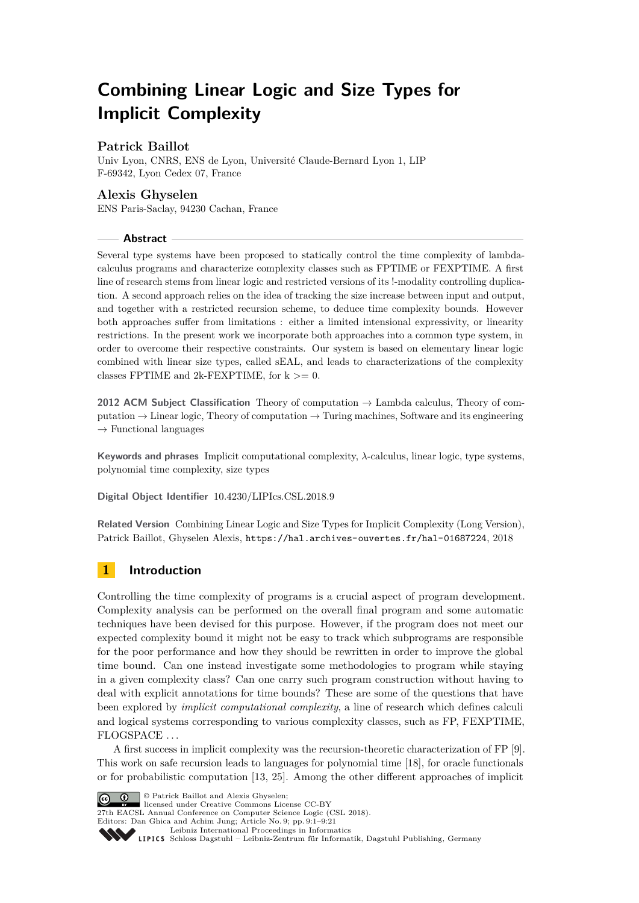# Combining Linear Logic and Size Types for Implicit Complexity

**Patrick Baillot**

Univ Lyon, CNRS, ENS de Lyon, Université Claude-Bernard Lyon 1, LIP
F-69342, Lyon Cedex 07, France

**Alexis Ghyselen**

ENS Paris-Saclay, 94230 Cachan, France

## Abstract

Several type systems have been proposed to statically control the time complexity of lambda-calculus programs and characterize complexity classes such as FPTIME or FEXPTIME. A first line of research stems from linear logic and restricted versions of its !-modality controlling duplication. A second approach relies on the idea of tracking the size increase between input and output, and together with a restricted recursion scheme, to deduce time complexity bounds. However both approaches suffer from limitations : either a limited intensional expressivity, or linearity restrictions. In the present work we incorporate both approaches into a common type system, in order to overcome their respective constraints. Our system is based on elementary linear logic combined with linear size types, called sEAL, and leads to characterizations of the complexity classes FPTIME and 2k-FEXPTIME, for k >= 0.

**2012 ACM Subject Classification** Theory of computation → Lambda calculus, Theory of computation → Linear logic, Theory of computation → Turing machines, Software and its engineering → Functional languages

**Keywords and phrases** Implicit computational complexity, $\lambda$-calculus, linear logic, type systems, polynomial time complexity, size types

**Digital Object Identifier** 10.4230/LIPIcs.CSL.2018.9

**Related Version** Combining Linear Logic and Size Types for Implicit Complexity (Long Version), Patrick Baillot, Ghyselen Alexis, https://hal.archives-ouvertes.fr/hal-01687224, 2018

## 1 Introduction

Controlling the time complexity of programs is a crucial aspect of program development. Complexity analysis can be performed on the overall final program and some automatic techniques have been devised for this purpose. However, if the program does not meet our expected complexity bound it might not be easy to track which subprograms are responsible for the poor performance and how they should be rewritten in order to improve the global time bound. Can one instead investigate some methodologies to program while staying in a given complexity class? Can one carry such program construction without having to deal with explicit annotations for time bounds? These are some of the questions that have been explored by *implicit computational complexity*, a line of research which defines calculi and logical systems corresponding to various complexity classes, such as FP, FEXPTIME, FLOGSPACE ...

A first success in implicit complexity was the recursion-theoretic characterization of FP [9]. This work on safe recursion leads to languages for polynomial time [18], for oracle functionals or for probabilistic computation [13, 25]. Among the other different approaches of implicit

© Patrick Baillot and Alexis Ghyselen;
licensed under Creative Commons License CC-BY
27th EACSL Annual Conference on Computer Science Logic (CSL 2018).
Editors: Dan Ghica and Achim Jung; Article No. 9; pp. 9:1–9:21
Leibniz International Proceedings in Informatics
Schloss Dagstuhl – Leibniz-Zentrum für Informatik, Dagstuhl Publishing, Germany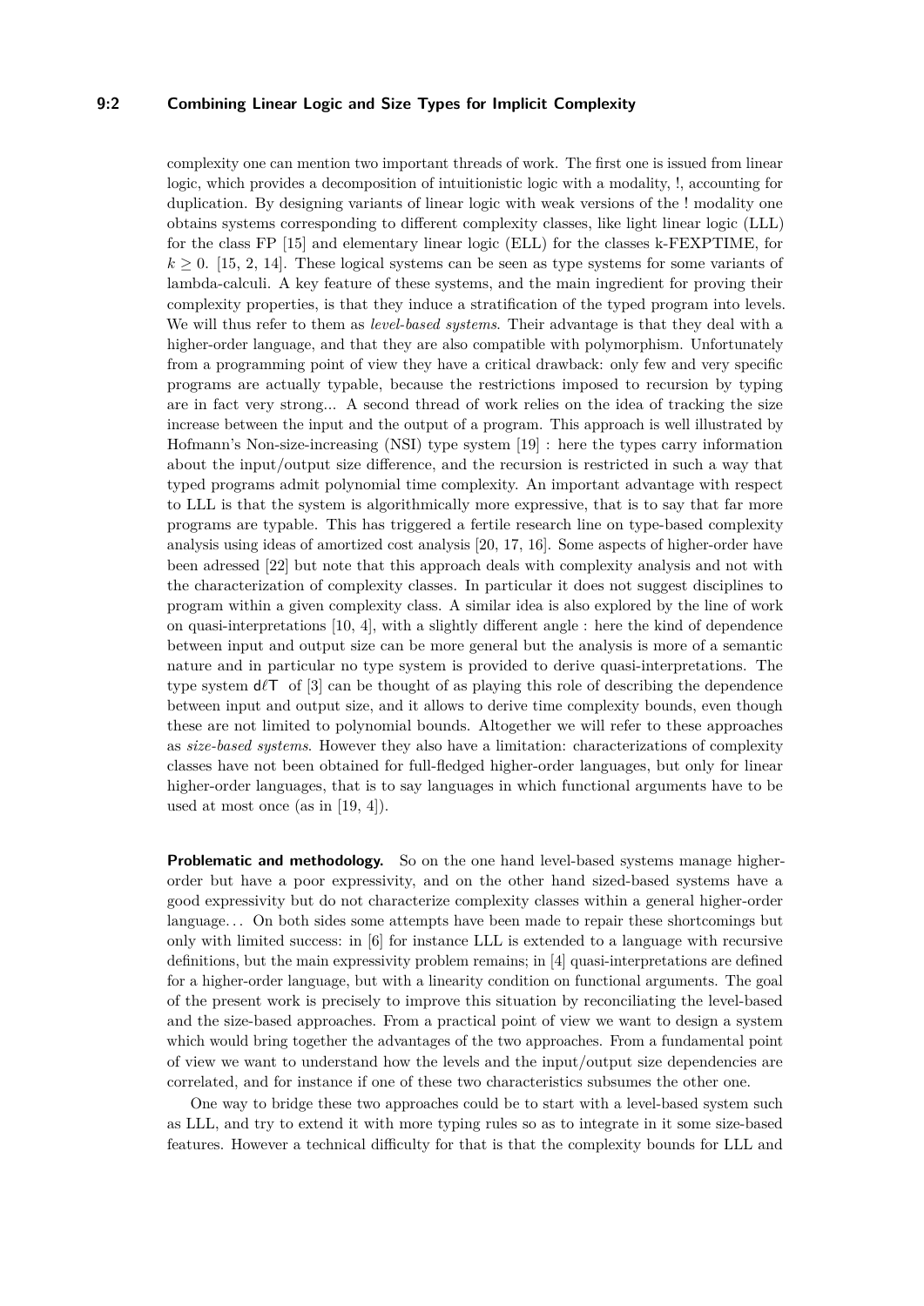complexity one can mention two important threads of work. The first one is issued from linear logic, which provides a decomposition of intuitionistic logic with a modality, !, accounting for duplication. By designing variants of linear logic with weak versions of the ! modality one obtains systems corresponding to different complexity classes, like light linear logic (LLL) for the class FP [15] and elementary linear logic (ELL) for the classes k-FEXPTIME, for $k \geq 0$. [15, 2, 14]. These logical systems can be seen as type systems for some variants of lambda-calculi. A key feature of these systems, and the main ingredient for proving their complexity properties, is that they induce a stratification of the typed program into levels. We will thus refer to them as *level-based systems*. Their advantage is that they deal with a higher-order language, and that they are also compatible with polymorphism. Unfortunately from a programming point of view they have a critical drawback: only few and very specific programs are actually typable, because the restrictions imposed to recursion by typing are in fact very strong... A second thread of work relies on the idea of tracking the size increase between the input and the output of a program. This approach is well illustrated by Hofmann's Non-size-increasing (NSI) type system [19] : here the types carry information about the input/output size difference, and the recursion is restricted in such a way that typed programs admit polynomial time complexity. An important advantage with respect to LLL is that the system is algorithmically more expressive, that is to say that far more programs are typable. This has triggered a fertile research line on type-based complexity analysis using ideas of amortized cost analysis [20, 17, 16]. Some aspects of higher-order have been adressed [22] but note that this approach deals with complexity analysis and not with the characterization of complexity classes. In particular it does not suggest disciplines to program within a given complexity class. A similar idea is also explored by the line of work on quasi-interpretations [10, 4], with a slightly different angle : here the kind of dependence between input and output size can be more general but the analysis is more of a semantic nature and in particular no type system is provided to derive quasi-interpretations. The type system $\mathsf{d}\ell\mathsf{T}$ of [3] can be thought of as playing this role of describing the dependence between input and output size, and it allows to derive time complexity bounds, even though these are not limited to polynomial bounds. Altogether we will refer to these approaches as *size-based systems*. However they also have a limitation: characterizations of complexity classes have not been obtained for full-fledged higher-order languages, but only for linear higher-order languages, that is to say languages in which functional arguments have to be used at most once (as in [19, 4]).

**Problematic and methodology.** So on the one hand level-based systems manage higher-order but have a poor expressivity, and on the other hand sized-based systems have a good expressivity but do not characterize complexity classes within a general higher-order language… On both sides some attempts have been made to repair these shortcomings but only with limited success: in [6] for instance LLL is extended to a language with recursive definitions, but the main expressivity problem remains; in [4] quasi-interpretations are defined for a higher-order language, but with a linearity condition on functional arguments. The goal of the present work is precisely to improve this situation by reconciliating the level-based and the size-based approaches. From a practical point of view we want to design a system which would bring together the advantages of the two approaches. From a fundamental point of view we want to understand how the levels and the input/output size dependencies are correlated, and for instance if one of these two characteristics subsumes the other one.

One way to bridge these two approaches could be to start with a level-based system such as LLL, and try to extend it with more typing rules so as to integrate in it some size-based features. However a technical difficulty for that is that the complexity bounds for LLL and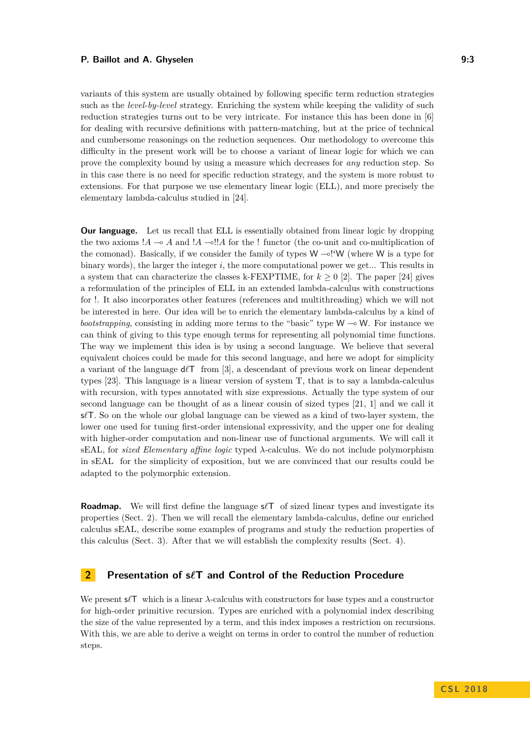variants of this system are usually obtained by following specific term reduction strategies such as the *level-by-level* strategy. Enriching the system while keeping the validity of such reduction strategies turns out to be very intricate. For instance this has been done in [6] for dealing with recursive definitions with pattern-matching, but at the price of technical and cumbersome reasonings on the reduction sequences. Our methodology to overcome this difficulty in the present work will be to choose a variant of linear logic for which we can prove the complexity bound by using a measure which decreases for *any* reduction step. So in this case there is no need for specific reduction strategy, and the system is more robust to extensions. For that purpose we use elementary linear logic (ELL), and more precisely the elementary lambda-calculus studied in [24].

**Our language.** Let us recall that ELL is essentially obtained from linear logic by dropping the two axioms $!A \multimap A$ and $!A \multimap !!A$ for the ! functor (the co-unit and co-multiplication of the comonad). Basically, if we consider the family of types $\mathsf{W} \multimap !^i\mathsf{W}$ (where $\mathsf{W}$ is a type for binary words), the larger the integer $i$, the more computational power we get... This results in a system that can characterize the classes k-FEXPTIME, for $k \geq 0$ [2]. The paper [24] gives a reformulation of the principles of ELL in an extended lambda-calculus with constructions for !. It also incorporates other features (references and multithreading) which we will not be interested in here. Our idea will be to enrich the elementary lambda-calculus by a kind of *bootstrapping*, consisting in adding more terms to the "basic" type $\mathsf{W} \multimap \mathsf{W}$. For instance we can think of giving to this type enough terms for representing all polynomial time functions. The way we implement this idea is by using a second language. We believe that several equivalent choices could be made for this second language, and here we adopt for simplicity a variant of the language $\mathsf{d}\ell\mathsf{T}$ from [3], a descendant of previous work on linear dependent types [23]. This language is a linear version of system T, that is to say a lambda-calculus with recursion, with types annotated with size expressions. Actually the type system of our second language can be thought of as a linear cousin of sized types [21, 1] and we call it $\mathsf{s}\ell\mathsf{T}$. So on the whole our global language can be viewed as a kind of two-layer system, the lower one used for tuning first-order intensional expressivity, and the upper one for dealing with higher-order computation and non-linear use of functional arguments. We will call it sEAL, for *sized Elementary affine logic* typed $\lambda$-calculus. We do not include polymorphism in sEAL for the simplicity of exposition, but we are convinced that our results could be adapted to the polymorphic extension.

**Roadmap.** We will first define the language $\mathsf{s}\ell\mathsf{T}$ of sized linear types and investigate its properties (Sect. 2). Then we will recall the elementary lambda-calculus, define our enriched calculus sEAL, describe some examples of programs and study the reduction properties of this calculus (Sect. 3). After that we will establish the complexity results (Sect. 4).

## 2 Presentation of $\mathsf{s}\ell\mathsf{T}$ and Control of the Reduction Procedure

We present $\mathsf{s}\ell\mathsf{T}$ which is a linear $\lambda$-calculus with constructors for base types and a constructor for high-order primitive recursion. Types are enriched with a polynomial index describing the size of the value represented by a term, and this index imposes a restriction on recursions. With this, we are able to derive a weight on terms in order to control the number of reduction steps.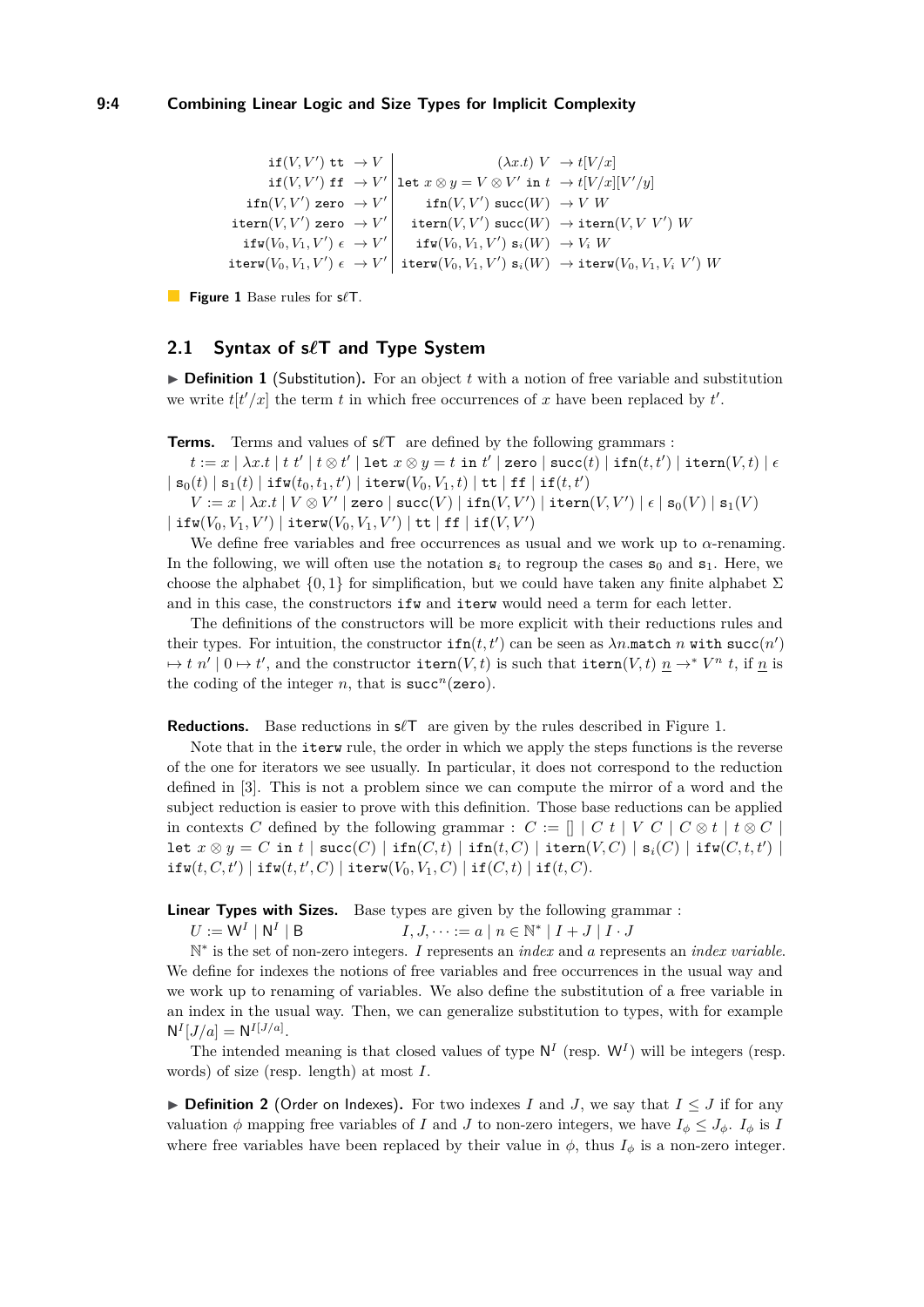$$
\begin{array}{rl|rl}
\texttt{if}(V, V')\ \texttt{tt} & \to V & (\lambda x.t)\ V & \to t[V/x] \\
\texttt{if}(V, V')\ \texttt{ff} & \to V' & \texttt{let}\ x \otimes y = V \otimes V'\ \texttt{in}\ t & \to t[V/x][V'/y] \\
\texttt{ifn}(V, V')\ \texttt{zero} & \to V' & \texttt{ifn}(V, V')\ \texttt{succ}(W) & \to V\ W \\
\texttt{itern}(V, V')\ \texttt{zero} & \to V' & \texttt{itern}(V, V')\ \texttt{succ}(W) & \to \texttt{itern}(V, V\ V')\ W \\
\texttt{ifw}(V_0, V_1, V')\ \epsilon & \to V' & \texttt{ifw}(V_0, V_1, V')\ \texttt{s}_i(W) & \to V_i\ W \\
\texttt{iterw}(V_0, V_1, V')\ \epsilon & \to V' & \texttt{iterw}(V_0, V_1, V')\ \texttt{s}_i(W) & \to \texttt{iterw}(V_0, V_1, V_i\ V')\ W
\end{array}
$$

**Figure 1** Base rules for $\mathsf{s\ell T}$.

## 2.1 Syntax of $\mathsf{s\ell T}$ and Type System

▶ **Definition 1** (Substitution)**.** For an object $t$ with a notion of free variable and substitution we write $t[t'/x]$ the term $t$ in which free occurrences of $x$ have been replaced by $t'$.

**Terms.** Terms and values of $\mathsf{s\ell T}$ are defined by the following grammars :

$t := x \mid \lambda x.t \mid t\ t' \mid t \otimes t' \mid \texttt{let}\ x \otimes y = t\ \texttt{in}\ t' \mid \texttt{zero} \mid \texttt{succ}(t) \mid \texttt{ifn}(t, t') \mid \texttt{itern}(V, t) \mid \epsilon \mid \texttt{s}_0(t) \mid \texttt{s}_1(t) \mid \texttt{ifw}(t_0, t_1, t') \mid \texttt{iterw}(V_0, V_1, t) \mid \texttt{tt} \mid \texttt{ff} \mid \texttt{if}(t, t')$

$V := x \mid \lambda x.t \mid V \otimes V' \mid \texttt{zero} \mid \texttt{succ}(V) \mid \texttt{ifn}(V, V') \mid \texttt{itern}(V, V') \mid \epsilon \mid \texttt{s}_0(V) \mid \texttt{s}_1(V) \mid \texttt{ifw}(V_0, V_1, V') \mid \texttt{iterw}(V_0, V_1, V') \mid \texttt{tt} \mid \texttt{ff} \mid \texttt{if}(V, V')$

We define free variables and free occurrences as usual and we work up to $\alpha$-renaming. In the following, we will often use the notation $\texttt{s}_i$ to regroup the cases $\texttt{s}_0$ and $\texttt{s}_1$. Here, we choose the alphabet $\{0, 1\}$ for simplification, but we could have taken any finite alphabet $\Sigma$ and in this case, the constructors $\texttt{ifw}$ and $\texttt{iterw}$ would need a term for each letter.

The definitions of the constructors will be more explicit with their reductions rules and their types. For intuition, the constructor $\texttt{ifn}(t, t')$ can be seen as $\lambda n.\texttt{match}\ n\ \texttt{with}\ \texttt{succ}(n') \mapsto t\ n' \mid 0 \mapsto t'$, and the constructor $\texttt{itern}(V, t)$ is such that $\texttt{itern}(V, t)\ \underline{n} \to^* V^n\ t$, if $\underline{n}$ is the coding of the integer $n$, that is $\texttt{succ}^n(\texttt{zero})$.

**Reductions.** Base reductions in $\mathsf{s\ell T}$ are given by the rules described in Figure 1.

Note that in the $\texttt{iterw}$ rule, the order in which we apply the steps functions is the reverse of the one for iterators we see usually. In particular, it does not correspond to the reduction defined in [3]. This is not a problem since we can compute the mirror of a word and the subject reduction is easier to prove with this definition. Those base reductions can be applied in contexts $C$ defined by the following grammar : $C := [] \mid C\ t \mid V\ C \mid C \otimes t \mid t \otimes C \mid \texttt{let}\ x \otimes y = C\ \texttt{in}\ t \mid \texttt{succ}(C) \mid \texttt{ifn}(C, t) \mid \texttt{ifn}(t, C) \mid \texttt{itern}(V, C) \mid \texttt{s}_i(C) \mid \texttt{ifw}(C, t, t') \mid \texttt{ifw}(t, C, t') \mid \texttt{ifw}(t, t', C) \mid \texttt{iterw}(V_0, V_1, C) \mid \texttt{if}(C, t) \mid \texttt{if}(t, C)$.

**Linear Types with Sizes.** Base types are given by the following grammar :

$U := \mathsf{W}^I \mid \mathsf{N}^I \mid \mathsf{B} \qquad\qquad I, J, \dots := a \mid n \in \mathbb{N}^* \mid I + J \mid I \cdot J$

$\mathbb{N}^*$ is the set of non-zero integers. $I$ represents an *index* and $a$ represents an *index variable*. We define for indexes the notions of free variables and free occurrences in the usual way and we work up to renaming of variables. We also define the substitution of a free variable in an index in the usual way. Then, we can generalize substitution to types, with for example $\mathsf{N}^I[J/a] = \mathsf{N}^{I[J/a]}$.

The intended meaning is that closed values of type $\mathsf{N}^I$ (resp. $\mathsf{W}^I$) will be integers (resp. words) of size (resp. length) at most $I$.

▶ **Definition 2** (Order on Indexes)**.** For two indexes $I$ and $J$, we say that $I \leq J$ if for any valuation $\phi$ mapping free variables of $I$ and $J$ to non-zero integers, we have $I_\phi \leq J_\phi$. $I_\phi$ is $I$ where free variables have been replaced by their value in $\phi$, thus $I_\phi$ is a non-zero integer.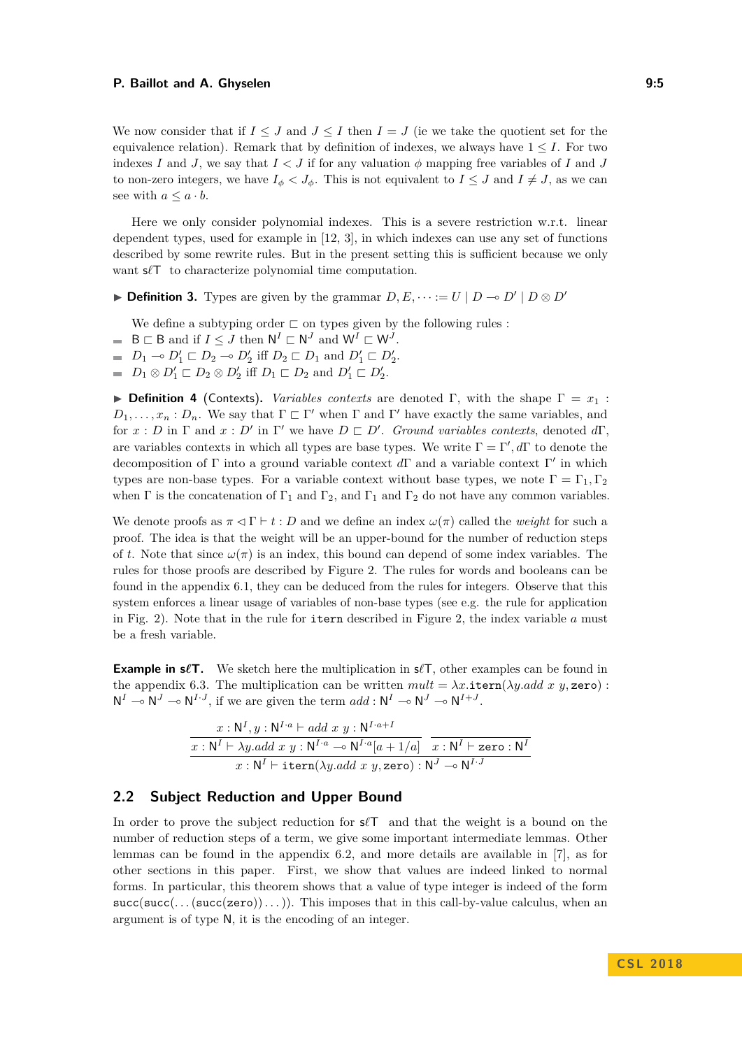We now consider that if $I \leq J$ and $J \leq I$ then $I = J$ (ie we take the quotient set for the equivalence relation). Remark that by definition of indexes, we always have $1 \leq I$. For two indexes $I$ and $J$, we say that $I < J$ if for any valuation $\phi$ mapping free variables of $I$ and $J$ to non-zero integers, we have $I_\phi < J_\phi$. This is not equivalent to $I \leq J$ and $I \neq J$, as we can see with $a \leq a \cdot b$.

Here we only consider polynomial indexes. This is a severe restriction w.r.t. linear dependent types, used for example in [12, 3], in which indexes can use any set of functions described by some rewrite rules. But in the present setting this is sufficient because we only want $\mathsf{s}\ell\mathsf{T}$ to characterize polynomial time computation.

▶ **Definition 3.** Types are given by the grammar $D, E, \cdots := U \mid D \multimap D' \mid D \otimes D'$

We define a subtyping order $\sqsubset$ on types given by the following rules :

- $\mathsf{B} \sqsubset \mathsf{B}$ and if $I \leq J$ then $\mathsf{N}^I \sqsubset \mathsf{N}^J$ and $\mathsf{W}^I \sqsubset \mathsf{W}^J$.
- $D_1 \multimap D_1' \sqsubset D_2 \multimap D_2'$ iff $D_2 \sqsubset D_1$ and $D_1' \sqsubset D_2'$.
- $D_1 \otimes D_1' \sqsubset D_2 \otimes D_2'$ iff $D_1 \sqsubset D_2$ and $D_1' \sqsubset D_2'$.

▶ **Definition 4** (Contexts). *Variables contexts* are denoted $\Gamma$, with the shape $\Gamma = x_1 : D_1, \dots, x_n : D_n$. We say that $\Gamma \sqsubset \Gamma'$ when $\Gamma$ and $\Gamma'$ have exactly the same variables, and for $x : D$ in $\Gamma$ and $x : D'$ in $\Gamma'$ we have $D \sqsubset D'$. *Ground variables contexts*, denoted $d\Gamma$, are variables contexts in which all types are base types. We write $\Gamma = \Gamma', d\Gamma$ to denote the decomposition of $\Gamma$ into a ground variable context $d\Gamma$ and a variable context $\Gamma'$ in which types are non-base types. For a variable context without base types, we note $\Gamma = \Gamma_1, \Gamma_2$ when $\Gamma$ is the concatenation of $\Gamma_1$ and $\Gamma_2$, and $\Gamma_1$ and $\Gamma_2$ do not have any common variables.

We denote proofs as $\pi \lhd \Gamma \vdash t : D$ and we define an index $\omega(\pi)$ called the *weight* for such a proof. The idea is that the weight will be an upper-bound for the number of reduction steps of $t$. Note that since $\omega(\pi)$ is an index, this bound can depend of some index variables. The rules for those proofs are described by Figure 2. The rules for words and booleans can be found in the appendix 6.1, they can be deduced from the rules for integers. Observe that this system enforces a linear usage of variables of non-base types (see e.g. the rule for application in Fig. 2). Note that in the rule for `itern` described in Figure 2, the index variable $a$ must be a fresh variable.

**Example in $\mathsf{s}\ell\mathsf{T}$.** We sketch here the multiplication in $\mathsf{s}\ell\mathsf{T}$, other examples can be found in the appendix 6.3. The multiplication can be written $mult = \lambda x.\mathtt{itern}(\lambda y.add\ x\ y, \mathtt{zero}) : \mathsf{N}^I \multimap \mathsf{N}^J \multimap \mathsf{N}^{I \cdot J}$, if we are given the term $add : \mathsf{N}^I \multimap \mathsf{N}^J \multimap \mathsf{N}^{I+J}$.

$$\dfrac{\dfrac{x : \mathsf{N}^I, y : \mathsf{N}^{I \cdot a} \vdash add\ x\ y : \mathsf{N}^{I \cdot a + I}}{x : \mathsf{N}^I \vdash \lambda y.add\ x\ y : \mathsf{N}^{I \cdot a} \multimap \mathsf{N}^{I \cdot a}[a + 1/a]} \quad x : \mathsf{N}^I \vdash \mathtt{zero} : \mathsf{N}^I}{x : \mathsf{N}^I \vdash \mathtt{itern}(\lambda y.add\ x\ y, \mathtt{zero}) : \mathsf{N}^J \multimap \mathsf{N}^{I \cdot J}}$$

## 2.2 Subject Reduction and Upper Bound

In order to prove the subject reduction for $\mathsf{s}\ell\mathsf{T}$ and that the weight is a bound on the number of reduction steps of a term, we give some important intermediate lemmas. Other lemmas can be found in the appendix 6.2, and more details are available in [7], as for other sections in this paper. First, we show that values are indeed linked to normal forms. In particular, this theorem shows that a value of type integer is indeed of the form $\mathtt{succ}(\mathtt{succ}(\dots(\mathtt{succ}(\mathtt{zero}))\dots))$. This imposes that in this call-by-value calculus, when an argument is of type $\mathsf{N}$, it is the encoding of an integer.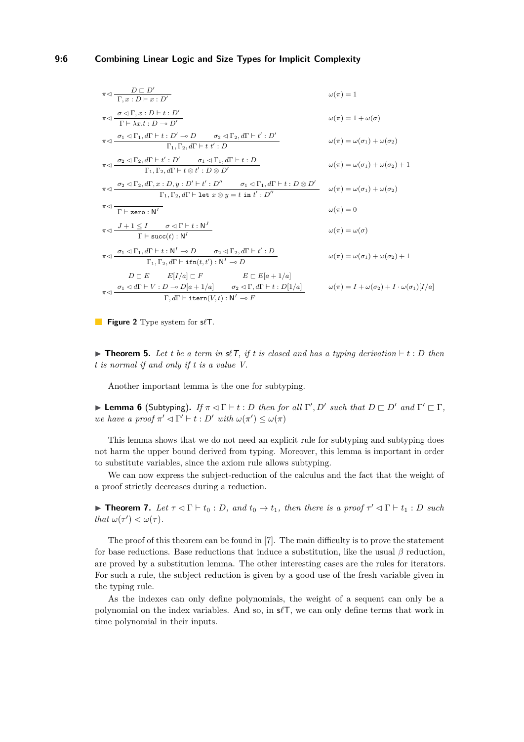$$\pi \lhd \frac{D \sqsubseteq D'}{\Gamma, x : D \vdash x : D'} \qquad \omega(\pi) = 1$$

$$\pi \lhd \frac{\sigma \lhd \Gamma, x : D \vdash t : D'}{\Gamma \vdash \lambda x.t : D \multimap D'} \qquad \omega(\pi) = 1 + \omega(\sigma)$$

$$\pi \lhd \frac{\sigma_1 \lhd \Gamma_1, d\Gamma \vdash t : D' \multimap D \qquad \sigma_2 \lhd \Gamma_2, d\Gamma \vdash t' : D'}{\Gamma_1, \Gamma_2, d\Gamma \vdash t\ t' : D} \qquad \omega(\pi) = \omega(\sigma_1) + \omega(\sigma_2)$$

$$\pi \lhd \frac{\sigma_2 \lhd \Gamma_2, d\Gamma \vdash t' : D' \qquad \sigma_1 \lhd \Gamma_1, d\Gamma \vdash t : D}{\Gamma_1, \Gamma_2, d\Gamma \vdash t \otimes t' : D \otimes D'} \qquad \omega(\pi) = \omega(\sigma_1) + \omega(\sigma_2) + 1$$

$$\pi \lhd \frac{\sigma_2 \lhd \Gamma_2, d\Gamma, x : D, y : D' \vdash t' : D'' \qquad \sigma_1 \lhd \Gamma_1, d\Gamma \vdash t : D \otimes D'}{\Gamma_1, \Gamma_2, d\Gamma \vdash \mathtt{let}\ x \otimes y = t\ \mathtt{in}\ t' : D''} \qquad \omega(\pi) = \omega(\sigma_1) + \omega(\sigma_2)$$

$$\pi \lhd \frac{}{\Gamma \vdash \mathtt{zero} : \mathsf{N}^I} \qquad \omega(\pi) = 0$$

$$\pi \lhd \frac{J + 1 \leq I \qquad \sigma \lhd \Gamma \vdash t : \mathsf{N}^J}{\Gamma \vdash \mathtt{succ}(t) : \mathsf{N}^I} \qquad \omega(\pi) = \omega(\sigma)$$

$$\pi \lhd \frac{\sigma_1 \lhd \Gamma_1, d\Gamma \vdash t : \mathsf{N}^I \multimap D \qquad \sigma_2 \lhd \Gamma_2, d\Gamma \vdash t' : D}{\Gamma_1, \Gamma_2, d\Gamma \vdash \mathtt{ifn}(t, t') : \mathsf{N}^I \multimap D} \qquad \omega(\pi) = \omega(\sigma_1) + \omega(\sigma_2) + 1$$

$$\pi \lhd \frac{\begin{matrix} D \sqsubseteq E \qquad E[I/a] \sqsubseteq F \qquad\qquad E \sqsubseteq E[a+1/a] \\ \sigma_1 \lhd d\Gamma \vdash V : D \multimap D[a+1/a] \qquad \sigma_2 \lhd \Gamma, d\Gamma \vdash t : D[1/a] \end{matrix}}{\Gamma, d\Gamma \vdash \mathtt{itern}(V, t) : \mathsf{N}^I \multimap F} \qquad \omega(\pi) = I + \omega(\sigma_2) + I \cdot \omega(\sigma_1)[I/a]$$

**Figure 2** Type system for $\mathsf{s}\ell\mathsf{T}$.

▶ **Theorem 5.** *Let $t$ be a term in $\mathsf{s}\ell\mathsf{T}$, if $t$ is closed and has a typing derivation $\vdash t : D$ then $t$ is normal if and only if $t$ is a value $V$.*

Another important lemma is the one for subtyping.

▶ **Lemma 6** (Subtyping). *If $\pi \lhd \Gamma \vdash t : D$ then for all $\Gamma', D'$ such that $D \sqsubseteq D'$ and $\Gamma' \sqsubseteq \Gamma$, we have a proof $\pi' \lhd \Gamma' \vdash t : D'$ with $\omega(\pi') \leq \omega(\pi)$*

This lemma shows that we do not need an explicit rule for subtyping and subtyping does not harm the upper bound derived from typing. Moreover, this lemma is important in order to substitute variables, since the axiom rule allows subtyping.

We can now express the subject-reduction of the calculus and the fact that the weight of a proof strictly decreases during a reduction.

▶ **Theorem 7.** *Let $\tau \lhd \Gamma \vdash t_0 : D$, and $t_0 \to t_1$, then there is a proof $\tau' \lhd \Gamma \vdash t_1 : D$ such that $\omega(\tau') < \omega(\tau)$.*

The proof of this theorem can be found in [7]. The main difficulty is to prove the statement for base reductions. Base reductions that induce a substitution, like the usual $\beta$ reduction, are proved by a substitution lemma. The other interesting cases are the rules for iterators. For such a rule, the subject reduction is given by a good use of the fresh variable given in the typing rule.

As the indexes can only define polynomials, the weight of a sequent can only be a polynomial on the index variables. And so, in $\mathsf{s}\ell\mathsf{T}$, we can only define terms that work in time polynomial in their inputs.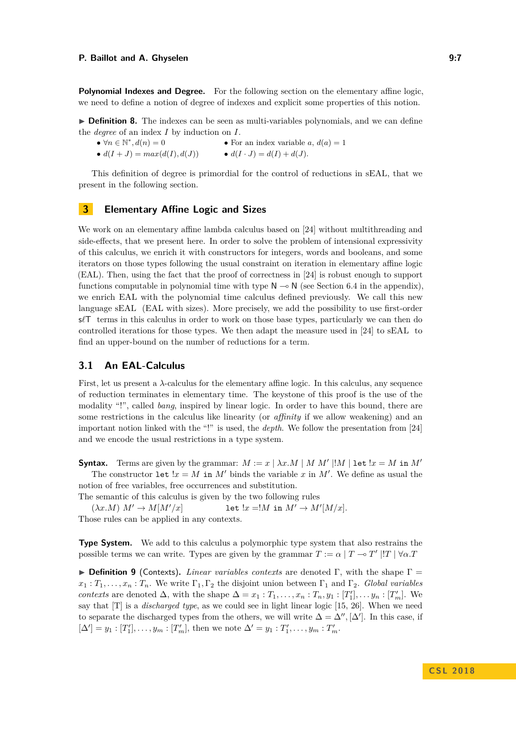**Polynomial Indexes and Degree.** For the following section on the elementary affine logic, we need to define a notion of degree of indexes and explicit some properties of this notion.

▶ **Definition 8.** The indexes can be seen as multi-variables polynomials, and we can define the *degree* of an index $I$ by induction on $I$.

- $\forall n \in \mathbb{N}^*, d(n) = 0$
- For an index variable $a$, $d(a) = 1$
- $d(I + J) = max(d(I), d(J))$
- $d(I \cdot J) = d(I) + d(J)$.

This definition of degree is primordial for the control of reductions in sEAL, that we present in the following section.

## 3 Elementary Affine Logic and Sizes

We work on an elementary affine lambda calculus based on [24] without multithreading and side-effects, that we present here. In order to solve the problem of intensional expressivity of this calculus, we enrich it with constructors for integers, words and booleans, and some iterators on those types following the usual constraint on iteration in elementary affine logic (EAL). Then, using the fact that the proof of correctness in [24] is robust enough to support functions computable in polynomial time with type $\mathsf{N} \multimap \mathsf{N}$ (see Section 6.4 in the appendix), we enrich EAL with the polynomial time calculus defined previously. We call this new language sEAL (EAL with sizes). More precisely, we add the possibility to use first-order $\mathsf{s\ell T}$ terms in this calculus in order to work on those base types, particularly we can then do controlled iterations for those types. We then adapt the measure used in [24] to sEAL to find an upper-bound on the number of reductions for a term.

### 3.1 An EAL-Calculus

First, let us present a $\lambda$-calculus for the elementary affine logic. In this calculus, any sequence of reduction terminates in elementary time. The keystone of this proof is the use of the modality "!", called *bang*, inspired by linear logic. In order to have this bound, there are some restrictions in the calculus like linearity (or *affinity* if we allow weakening) and an important notion linked with the "!" is used, the *depth*. We follow the presentation from [24] and we encode the usual restrictions in a type system.

**Syntax.** Terms are given by the grammar: $M := x \mid \lambda x.M \mid M\ M' \mid !M \mid \texttt{let}\ !x = M\ \texttt{in}\ M'$

The constructor $\texttt{let}\ !x = M\ \texttt{in}\ M'$ binds the variable $x$ in $M'$. We define as usual the notion of free variables, free occurrences and substitution.

The semantic of this calculus is given by the two following rules

$(\lambda x.M)\ M' \to M[M'/x]$ $\qquad\qquad$ $\texttt{let}\ !x = !M\ \texttt{in}\ M' \to M'[M/x]$.

Those rules can be applied in any contexts.

**Type System.** We add to this calculus a polymorphic type system that also restrains the possible terms we can write. Types are given by the grammar $T := \alpha \mid T \multimap T' \mid !T \mid \forall \alpha.T$

▶ **Definition 9** (Contexts). *Linear variables contexts* are denoted $\Gamma$, with the shape $\Gamma = x_1 : T_1, \dots, x_n : T_n$. We write $\Gamma_1, \Gamma_2$ the disjoint union between $\Gamma_1$ and $\Gamma_2$. *Global variables contexts* are denoted $\Delta$, with the shape $\Delta = x_1 : T_1, \dots, x_n : T_n, y_1 : [T_1'], \dots y_n : [T_m']$. We say that [T] is a *discharged type*, as we could see in light linear logic [15, 26]. When we need to separate the discharged types from the others, we will write $\Delta = \Delta'', [\Delta']$. In this case, if $[\Delta'] = y_1 : [T_1'], \dots, y_m : [T_m']$, then we note $\Delta' = y_1 : T_1', \dots, y_m : T_m'$.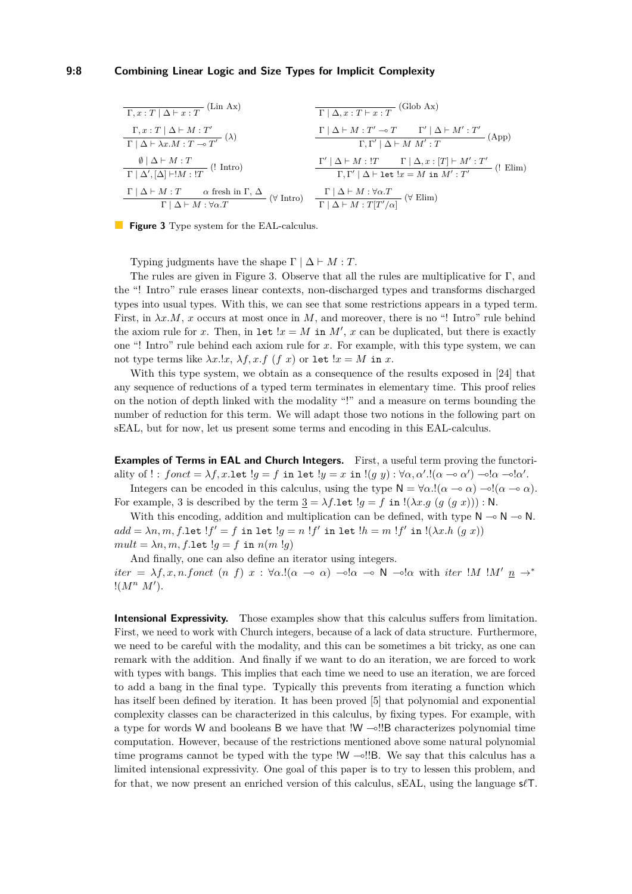$$\frac{}{\Gamma, x : T \mid \Delta \vdash x : T} \text{(Lin Ax)} \qquad \frac{}{\Gamma \mid \Delta, x : T \vdash x : T} \text{(Glob Ax)}$$

$$\frac{\Gamma, x : T \mid \Delta \vdash M : T'}{\Gamma \mid \Delta \vdash \lambda x.M : T \multimap T'} (\lambda) \qquad \frac{\Gamma \mid \Delta \vdash M : T' \multimap T \qquad \Gamma' \mid \Delta \vdash M' : T'}{\Gamma, \Gamma' \mid \Delta \vdash M\ M' : T} \text{(App)}$$

$$\frac{\emptyset \mid \Delta \vdash M : T}{\Gamma \mid \Delta', [\Delta] \vdash !M : !T} \text{(! Intro)} \qquad \frac{\Gamma' \mid \Delta \vdash M : !T \qquad \Gamma \mid \Delta, x : [T] \vdash M' : T'}{\Gamma, \Gamma' \mid \Delta \vdash \texttt{let } !x = M \texttt{ in } M' : T'} \text{(! Elim)}$$

$$\frac{\Gamma \mid \Delta \vdash M : T \qquad \alpha \text{ fresh in } \Gamma, \Delta}{\Gamma \mid \Delta \vdash M : \forall \alpha.T} (\forall \text{ Intro}) \qquad \frac{\Gamma \mid \Delta \vdash M : \forall \alpha.T}{\Gamma \mid \Delta \vdash M : T[T'/\alpha]} (\forall \text{ Elim})$$

**Figure 3** Type system for the EAL-calculus.

Typing judgments have the shape $\Gamma \mid \Delta \vdash M : T$.

The rules are given in Figure 3. Observe that all the rules are multiplicative for $\Gamma$, and the "! Intro" rule erases linear contexts, non-discharged types and transforms discharged types into usual types. With this, we can see that some restrictions appears in a typed term. First, in $\lambda x.M$, $x$ occurs at most once in $M$, and moreover, there is no "! Intro" rule behind the axiom rule for $x$. Then, in $\texttt{let } !x = M \texttt{ in } M'$, $x$ can be duplicated, but there is exactly one "! Intro" rule behind each axiom rule for $x$. For example, with this type system, we can not type terms like $\lambda x.!x$, $\lambda f, x.f\ (f\ x)$ or $\texttt{let } !x = M \texttt{ in } x$.

With this type system, we obtain as a consequence of the results exposed in [24] that any sequence of reductions of a typed term terminates in elementary time. This proof relies on the notion of depth linked with the modality "!" and a measure on terms bounding the number of reduction for this term. We will adapt those two notions in the following part on sEAL, but for now, let us present some terms and encoding in this EAL-calculus.

**Examples of Terms in EAL and Church Integers.** First, a useful term proving the functoriality of ! : $\mathit{fonct} = \lambda f, x.\texttt{let } !g = f \texttt{ in let } !y = x \texttt{ in } !(g\ y) : \forall \alpha, \alpha'.!(\alpha \multimap \alpha') \multimap !\alpha \multimap !\alpha'$.

Integers can be encoded in this calculus, using the type $\mathsf{N} = \forall \alpha.!(\alpha \multimap \alpha) \multimap !(\alpha \multimap \alpha)$. For example, 3 is described by the term $\underline{3} = \lambda f.\texttt{let } !g = f \texttt{ in } !(\lambda x.g\ (g\ (g\ x))) : \mathsf{N}$.

With this encoding, addition and multiplication can be defined, with type $\mathsf{N} \multimap \mathsf{N} \multimap \mathsf{N}$.
$\mathit{add} = \lambda n, m, f.\texttt{let } !f' = f \texttt{ in let } !g = n\ !f' \texttt{ in let } !h = m\ !f' \texttt{ in } !(\lambda x.h\ (g\ x))$
$\mathit{mult} = \lambda n, m, f.\texttt{let } !g = f \texttt{ in } n(m\ !g)$

And finally, one can also define an iterator using integers.
$\mathit{iter} = \lambda f, x, n.\mathit{fonct}\ (n\ f)\ x : \forall \alpha.!(\alpha \multimap \alpha) \multimap !\alpha \multimap \mathsf{N} \multimap !\alpha$ with $\mathit{iter}\ !M\ !M'\ \underline{n} \to^* !(M^n\ M')$.

**Intensional Expressivity.** Those examples show that this calculus suffers from limitation. First, we need to work with Church integers, because of a lack of data structure. Furthermore, we need to be careful with the modality, and this can be sometimes a bit tricky, as one can remark with the addition. And finally if we want to do an iteration, we are forced to work with types with bangs. This implies that each time we need to use an iteration, we are forced to add a bang in the final type. Typically this prevents from iterating a function which has itself been defined by iteration. It has been proved [5] that polynomial and exponential complexity classes can be characterized in this calculus, by fixing types. For example, with a type for words $\mathsf{W}$ and booleans $\mathsf{B}$ we have that $!\mathsf{W} \multimap !!\mathsf{B}$ characterizes polynomial time computation. However, because of the restrictions mentioned above some natural polynomial time programs cannot be typed with the type $!\mathsf{W} \multimap !!\mathsf{B}$. We say that this calculus has a limited intensional expressivity. One goal of this paper is to try to lessen this problem, and for that, we now present an enriched version of this calculus, sEAL, using the language $\mathsf{s}\ell\mathsf{T}$.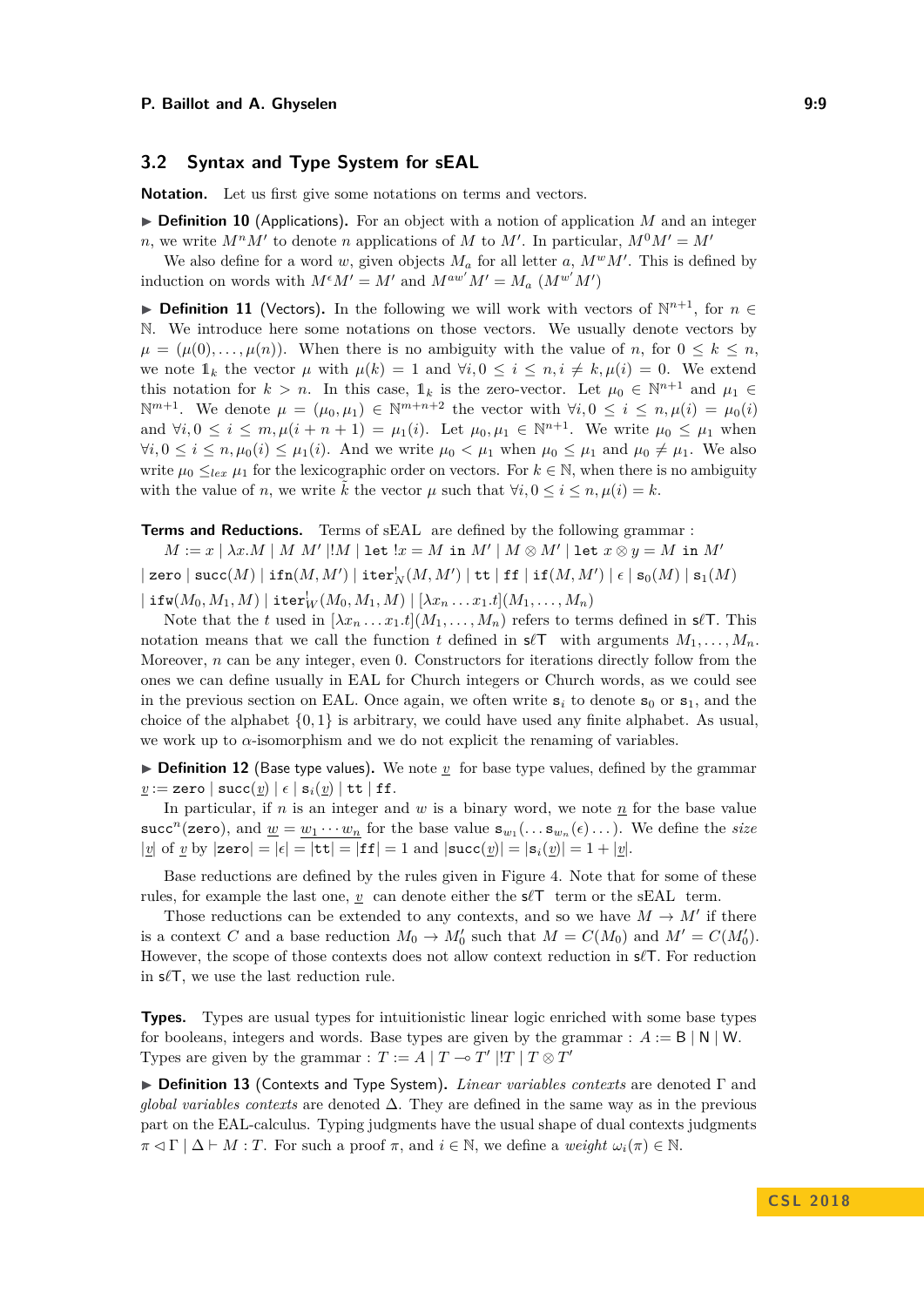## 3.2 Syntax and Type System for sEAL

**Notation.** Let us first give some notations on terms and vectors.

▶ **Definition 10** (Applications). For an object with a notion of application $M$ and an integer $n$, we write $M^n M'$ to denote $n$ applications of $M$ to $M'$. In particular, $M^0 M' = M'$

We also define for a word $w$, given objects $M_a$ for all letter $a$, $M^w M'$. This is defined by induction on words with $M^\epsilon M' = M'$ and $M^{aw'} M' = M_a\ (M^{w'} M')$

▶ **Definition 11** (Vectors). In the following we will work with vectors of $\mathbb{N}^{n+1}$, for $n \in \mathbb{N}$. We introduce here some notations on those vectors. We usually denote vectors by $\mu = (\mu(0), \dots, \mu(n))$. When there is no ambiguity with the value of $n$, for $0 \leq k \leq n$, we note $\mathbb{1}_k$ the vector $\mu$ with $\mu(k) = 1$ and $\forall i, 0 \leq i \leq n, i \neq k, \mu(i) = 0$. We extend this notation for $k > n$. In this case, $\mathbb{1}_k$ is the zero-vector. Let $\mu_0 \in \mathbb{N}^{n+1}$ and $\mu_1 \in \mathbb{N}^{m+1}$. We denote $\mu = (\mu_0, \mu_1) \in \mathbb{N}^{m+n+2}$ the vector with $\forall i, 0 \leq i \leq n, \mu(i) = \mu_0(i)$ and $\forall i, 0 \leq i \leq m, \mu(i + n + 1) = \mu_1(i)$. Let $\mu_0, \mu_1 \in \mathbb{N}^{n+1}$. We write $\mu_0 \leq \mu_1$ when $\forall i, 0 \leq i \leq n, \mu_0(i) \leq \mu_1(i)$. And we write $\mu_0 < \mu_1$ when $\mu_0 \leq \mu_1$ and $\mu_0 \neq \mu_1$. We also write $\mu_0 \leq_{lex} \mu_1$ for the lexicographic order on vectors. For $k \in \mathbb{N}$, when there is no ambiguity with the value of $n$, we write $\tilde{k}$ the vector $\mu$ such that $\forall i, 0 \leq i \leq n, \mu(i) = k$.

**Terms and Reductions.** Terms of sEAL are defined by the following grammar :

$$M := x \mid \lambda x.M \mid M\ M' \mid !M \mid \texttt{let}\ !x = M\ \texttt{in}\ M' \mid M \otimes M' \mid \texttt{let}\ x \otimes y = M\ \texttt{in}\ M'$$
$$\mid \texttt{zero} \mid \texttt{succ}(M) \mid \texttt{ifn}(M, M') \mid \texttt{iter}^!_{\mathsf{N}}(M, M') \mid \texttt{tt} \mid \texttt{ff} \mid \texttt{if}(M, M') \mid \epsilon \mid \texttt{s}_0(M) \mid \texttt{s}_1(M)$$
$$\mid \texttt{ifw}(M_0, M_1, M) \mid \texttt{iter}^!_{\mathsf{W}}(M_0, M_1, M) \mid [\lambda x_n \dots x_1.t](M_1, \dots, M_n)$$

Note that the $t$ used in $[\lambda x_n \dots x_1.t](M_1, \dots, M_n)$ refers to terms defined in $\mathsf{s}\ell\mathsf{T}$. This notation means that we call the function $t$ defined in $\mathsf{s}\ell\mathsf{T}$ with arguments $M_1, \dots, M_n$. Moreover, $n$ can be any integer, even 0. Constructors for iterations directly follow from the ones we can define usually in EAL for Church integers or Church words, as we could see in the previous section on EAL. Once again, we often write $\texttt{s}_i$ to denote $\texttt{s}_0$ or $\texttt{s}_1$, and the choice of the alphabet $\{0, 1\}$ is arbitrary, we could have used any finite alphabet. As usual, we work up to $\alpha$-isomorphism and we do not explicit the renaming of variables.

▶ **Definition 12** (Base type values). We note $\underline{v}$ for base type values, defined by the grammar $\underline{v} := \texttt{zero} \mid \texttt{succ}(\underline{v}) \mid \epsilon \mid \texttt{s}_i(\underline{v}) \mid \texttt{tt} \mid \texttt{ff}$.

In particular, if $n$ is an integer and $w$ is a binary word, we note $\underline{n}$ for the base value $\texttt{succ}^n(\texttt{zero})$, and $\underline{w} = \underline{w_1 \cdots w_n}$ for the base value $\texttt{s}_{w_1}(\dots \texttt{s}_{w_n}(\epsilon)\dots)$. We define the *size* $|\underline{v}|$ of $\underline{v}$ by $|\texttt{zero}| = |\epsilon| = |\texttt{tt}| = |\texttt{ff}| = 1$ and $|\texttt{succ}(\underline{v})| = |\texttt{s}_i(\underline{v})| = 1 + |\underline{v}|$.

Base reductions are defined by the rules given in Figure 4. Note that for some of these rules, for example the last one, $\underline{v}$ can denote either the $\mathsf{s}\ell\mathsf{T}$ term or the sEAL term.

Those reductions can be extended to any contexts, and so we have $M \to M'$ if there is a context $C$ and a base reduction $M_0 \to M_0'$ such that $M = C(M_0)$ and $M' = C(M_0')$. However, the scope of those contexts does not allow context reduction in $\mathsf{s}\ell\mathsf{T}$. For reduction in $\mathsf{s}\ell\mathsf{T}$, we use the last reduction rule.

**Types.** Types are usual types for intuitionistic linear logic enriched with some base types for booleans, integers and words. Base types are given by the grammar : $A := \mathsf{B} \mid \mathsf{N} \mid \mathsf{W}$. Types are given by the grammar : $T := A \mid T \multimap T' \mid !T \mid T \otimes T'$

▶ **Definition 13** (Contexts and Type System). *Linear variables contexts* are denoted $\Gamma$ and *global variables contexts* are denoted $\Delta$. They are defined in the same way as in the previous part on the EAL-calculus. Typing judgments have the usual shape of dual contexts judgments $\pi \lhd \Gamma \mid \Delta \vdash M : T$. For such a proof $\pi$, and $i \in \mathbb{N}$, we define a *weight* $\omega_i(\pi) \in \mathbb{N}$.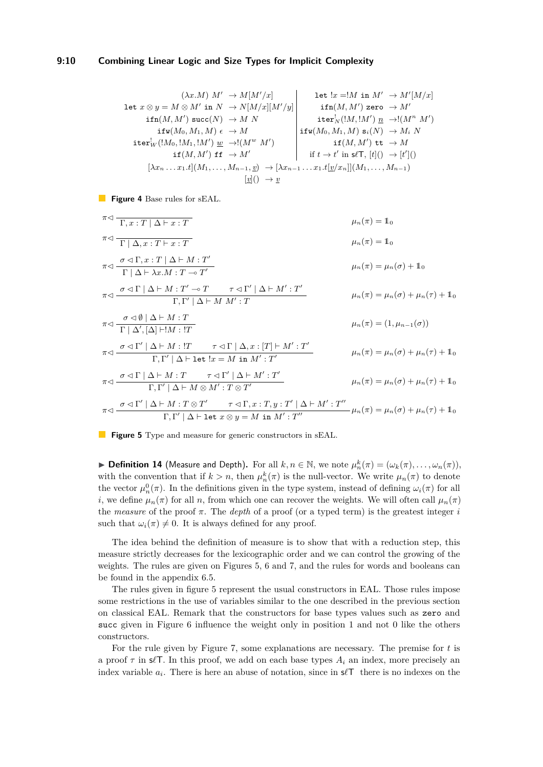$$
\begin{array}{rll|rll}
(\lambda x.M)\ M' & \to M[M'/x] & & \texttt{let}\ !x = !M\ \texttt{in}\ M' & \to M'[M/x] \\
\texttt{let}\ x \otimes y = M \otimes M'\ \texttt{in}\ N & \to N[M/x][M'/y] & & \texttt{ifn}(M, M')\ \texttt{zero} & \to M' \\
\texttt{ifn}(M, M')\ \texttt{succ}(N) & \to M\ N & & \texttt{iter}^!_N(!M, !M')\ \underline{n} & \to !(M^n\ M') \\
\texttt{ifw}(M_0, M_1, M)\ \epsilon & \to M & & \texttt{ifw}(M_0, M_1, M)\ \texttt{s}_i(N) & \to M_i\ N \\
\texttt{iter}^!_W(!M_0, !M_1, !M')\ \underline{w} & \to !(M^w\ M') & & \texttt{if}(M, M')\ \texttt{tt} & \to M \\
\texttt{if}(M, M')\ \texttt{ff} & \to M' & & \text{if } t \to t' \text{ in } \mathsf{s}\ell\mathsf{T},\ [t]() & \to [t']()
\end{array}
$$

$$
[\lambda x_n \ldots x_1.t](M_1, \ldots, M_{n-1}, \underline{v}) \to [\lambda x_{n-1} \ldots x_1.t[\underline{v}/x_n]](M_1, \ldots, M_{n-1})
$$

$$
[\underline{v}]() \to \underline{v}
$$

**Figure 4** Base rules for sEAL.

$$\pi \lhd \frac{}{\Gamma, x : T \mid \Delta \vdash x : T} \qquad \mu_n(\pi) = \mathbb{1}_0$$

$$\pi \lhd \frac{}{\Gamma \mid \Delta, x : T \vdash x : T} \qquad \mu_n(\pi) = \mathbb{1}_0$$

$$\pi \lhd \frac{\sigma \lhd \Gamma, x : T \mid \Delta \vdash M : T'}{\Gamma \mid \Delta \vdash \lambda x.M : T \multimap T'} \qquad \mu_n(\pi) = \mu_n(\sigma) + \mathbb{1}_0$$

$$\pi \lhd \frac{\sigma \lhd \Gamma \mid \Delta \vdash M : T' \multimap T \qquad \tau \lhd \Gamma' \mid \Delta \vdash M' : T'}{\Gamma, \Gamma' \mid \Delta \vdash M\ M' : T} \qquad \mu_n(\pi) = \mu_n(\sigma) + \mu_n(\tau) + \mathbb{1}_0$$

$$\pi \lhd \frac{\sigma \lhd \emptyset \mid \Delta \vdash M : T}{\Gamma \mid \Delta', [\Delta] \vdash !M : !T} \qquad \mu_n(\pi) = (1, \mu_{n-1}(\sigma))$$

$$\pi \lhd \frac{\sigma \lhd \Gamma' \mid \Delta \vdash M : !T \qquad \tau \lhd \Gamma \mid \Delta, x : [T] \vdash M' : T'}{\Gamma, \Gamma' \mid \Delta \vdash \texttt{let}\ !x = M\ \texttt{in}\ M' : T'} \qquad \mu_n(\pi) = \mu_n(\sigma) + \mu_n(\tau) + \mathbb{1}_0$$

$$\pi \lhd \frac{\sigma \lhd \Gamma \mid \Delta \vdash M : T \qquad \tau \lhd \Gamma' \mid \Delta \vdash M' : T'}{\Gamma, \Gamma' \mid \Delta \vdash M \otimes M' : T \otimes T'} \qquad \mu_n(\pi) = \mu_n(\sigma) + \mu_n(\tau) + \mathbb{1}_0$$

$$\pi \lhd \frac{\sigma \lhd \Gamma' \mid \Delta \vdash M : T \otimes T' \qquad \tau \lhd \Gamma, x : T, y : T' \mid \Delta \vdash M' : T''}{\Gamma, \Gamma' \mid \Delta \vdash \texttt{let}\ x \otimes y = M\ \texttt{in}\ M' : T''} \qquad \mu_n(\pi) = \mu_n(\sigma) + \mu_n(\tau) + \mathbb{1}_0$$

**Figure 5** Type and measure for generic constructors in sEAL.

▶ **Definition 14** (Measure and Depth)**.** For all $k, n \in \mathbb{N}$, we note $\mu^k_n(\pi) = (\omega_k(\pi), \ldots, \omega_n(\pi))$, with the convention that if $k > n$, then $\mu^k_n(\pi)$ is the null-vector. We write $\mu_n(\pi)$ to denote the vector $\mu^0_n(\pi)$. In the definitions given in the type system, instead of defining $\omega_i(\pi)$ for all $i$, we define $\mu_n(\pi)$ for all $n$, from which one can recover the weights. We will often call $\mu_n(\pi)$ the *measure* of the proof $\pi$. The *depth* of a proof (or a typed term) is the greatest integer $i$ such that $\omega_i(\pi) \neq 0$. It is always defined for any proof.

The idea behind the definition of measure is to show that with a reduction step, this measure strictly decreases for the lexicographic order and we can control the growing of the weights. The rules are given on Figures 5, 6 and 7, and the rules for words and booleans can be found in the appendix 6.5.

The rules given in figure 5 represent the usual constructors in EAL. Those rules impose some restrictions in the use of variables similar to the one described in the previous section on classical EAL. Remark that the constructors for base types values such as `zero` and `succ` given in Figure 6 influence the weight only in position 1 and not 0 like the others constructors.

For the rule given by Figure 7, some explanations are necessary. The premise for $t$ is a proof $\tau$ in $\mathsf{s}\ell\mathsf{T}$. In this proof, we add on each base types $A_i$ an index, more precisely an index variable $a_i$. There is here an abuse of notation, since in $\mathsf{s}\ell\mathsf{T}$ there is no indexes on the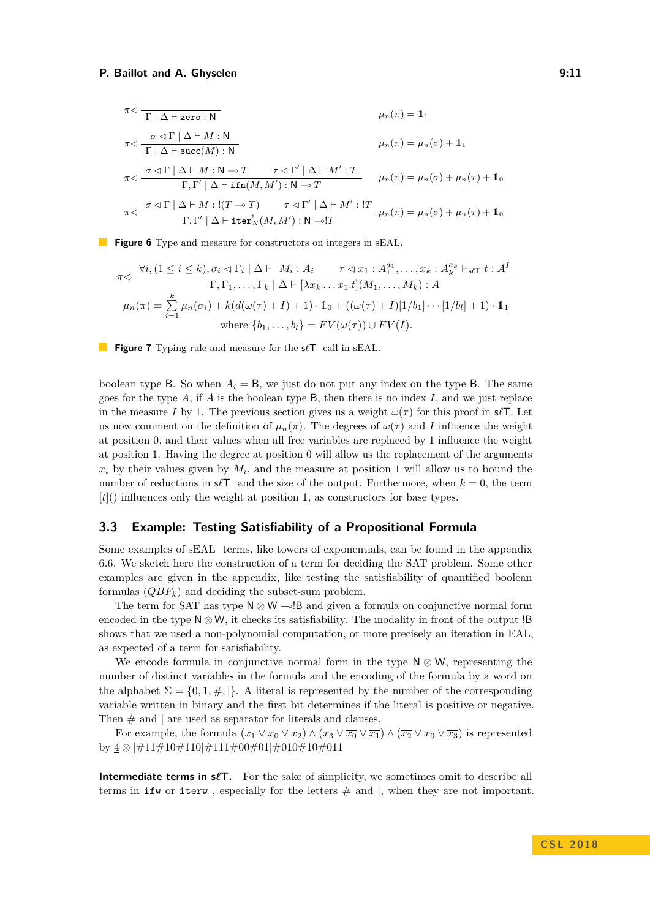$$\pi \triangleleft \frac{}{\Gamma \mid \Delta \vdash \texttt{zero} : \mathsf{N}} \qquad \mu_n(\pi) = \mathbb{1}_1$$

$$\pi \triangleleft \frac{\sigma \triangleleft \Gamma \mid \Delta \vdash M : \mathsf{N}}{\Gamma \mid \Delta \vdash \texttt{succ}(M) : \mathsf{N}} \qquad \mu_n(\pi) = \mu_n(\sigma) + \mathbb{1}_1$$

$$\pi \triangleleft \frac{\sigma \triangleleft \Gamma \mid \Delta \vdash M : \mathsf{N} \multimap T \qquad \tau \triangleleft \Gamma' \mid \Delta \vdash M' : T}{\Gamma, \Gamma' \mid \Delta \vdash \texttt{ifn}(M, M') : \mathsf{N} \multimap T} \qquad \mu_n(\pi) = \mu_n(\sigma) + \mu_n(\tau) + \mathbb{1}_0$$

$$\pi \triangleleft \frac{\sigma \triangleleft \Gamma \mid \Delta \vdash M : !(T \multimap T) \qquad \tau \triangleleft \Gamma' \mid \Delta \vdash M' : !T}{\Gamma, \Gamma' \mid \Delta \vdash \texttt{iter}^!_N(M, M') : \mathsf{N} \multimap !T} \qquad \mu_n(\pi) = \mu_n(\sigma) + \mu_n(\tau) + \mathbb{1}_0$$

**Figure 6** Type and measure for constructors on integers in sEAL.

$$\pi \triangleleft \frac{\forall i, (1 \leq i \leq k), \sigma_i \triangleleft \Gamma_i \mid \Delta \vdash \ M_i : A_i \qquad \tau \triangleleft x_1 : A_1^{a_1}, \dots, x_k : A_k^{a_k} \vdash_{\mathsf{s}\ell\mathsf{T}} t : A^I}{\Gamma, \Gamma_1, \dots, \Gamma_k \mid \Delta \vdash [\lambda x_k \dots x_1.t](M_1, \dots, M_k) : A}$$

$$\mu_n(\pi) = \sum_{i=1}^{k} \mu_n(\sigma_i) + k(d(\omega(\tau) + I) + 1) \cdot \mathbb{1}_0 + ((\omega(\tau) + I)[1/b_1] \cdots [1/b_l] + 1) \cdot \mathbb{1}_1$$
$$\text{where } \{b_1, \dots, b_l\} = FV(\omega(\tau)) \cup FV(I).$$

**Figure 7** Typing rule and measure for the $\mathsf{s}\ell\mathsf{T}$ call in sEAL.

boolean type B. So when $A_i = \mathsf{B}$, we just do not put any index on the type B. The same goes for the type $A$, if $A$ is the boolean type B, then there is no index $I$, and we just replace in the measure $I$ by 1. The previous section gives us a weight $\omega(\tau)$ for this proof in $\mathsf{s}\ell\mathsf{T}$. Let us now comment on the definition of $\mu_n(\pi)$. The degrees of $\omega(\tau)$ and $I$ influence the weight at position 0, and their values when all free variables are replaced by 1 influence the weight at position 1. Having the degree at position 0 will allow us the replacement of the arguments $x_i$ by their values given by $M_i$, and the measure at position 1 will allow us to bound the number of reductions in $\mathsf{s}\ell\mathsf{T}$ and the size of the output. Furthermore, when $k = 0$, the term $[t]()$ influences only the weight at position 1, as constructors for base types.

## 3.3 Example: Testing Satisfiability of a Propositional Formula

Some examples of sEAL terms, like towers of exponentials, can be found in the appendix 6.6. We sketch here the construction of a term for deciding the SAT problem. Some other examples are given in the appendix, like testing the satisfiability of quantified boolean formulas ($QBF_k$) and deciding the subset-sum problem.

The term for SAT has type $\mathsf{N} \otimes \mathsf{W} \multimap !\mathsf{B}$ and given a formula on conjunctive normal form encoded in the type $\mathsf{N} \otimes \mathsf{W}$, it checks its satisfiability. The modality in front of the output $!\mathsf{B}$ shows that we used a non-polynomial computation, or more precisely an iteration in EAL, as expected of a term for satisfiability.

We encode formula in conjunctive normal form in the type $\mathsf{N} \otimes \mathsf{W}$, representing the number of distinct variables in the formula and the encoding of the formula by a word on the alphabet $\Sigma = \{0, 1, \#, |\}$. A literal is represented by the number of the corresponding variable written in binary and the first bit determines if the literal is positive or negative. Then # and | are used as separator for literals and clauses.

For example, the formula $(x_1 \vee x_0 \vee x_2) \wedge (x_3 \vee \overline{x_0} \vee \overline{x_1}) \wedge (\overline{x_2} \vee x_0 \vee \overline{x_3})$ is represented by $\underline{4} \otimes \underline{|\#11\#10\#110|\#111\#00\#01|\#010\#10\#011}$

**Intermediate terms in $\mathsf{s}\ell\mathsf{T}$.** For the sake of simplicity, we sometimes omit to describe all terms in `ifw` or `iterw` , especially for the letters # and |, when they are not important.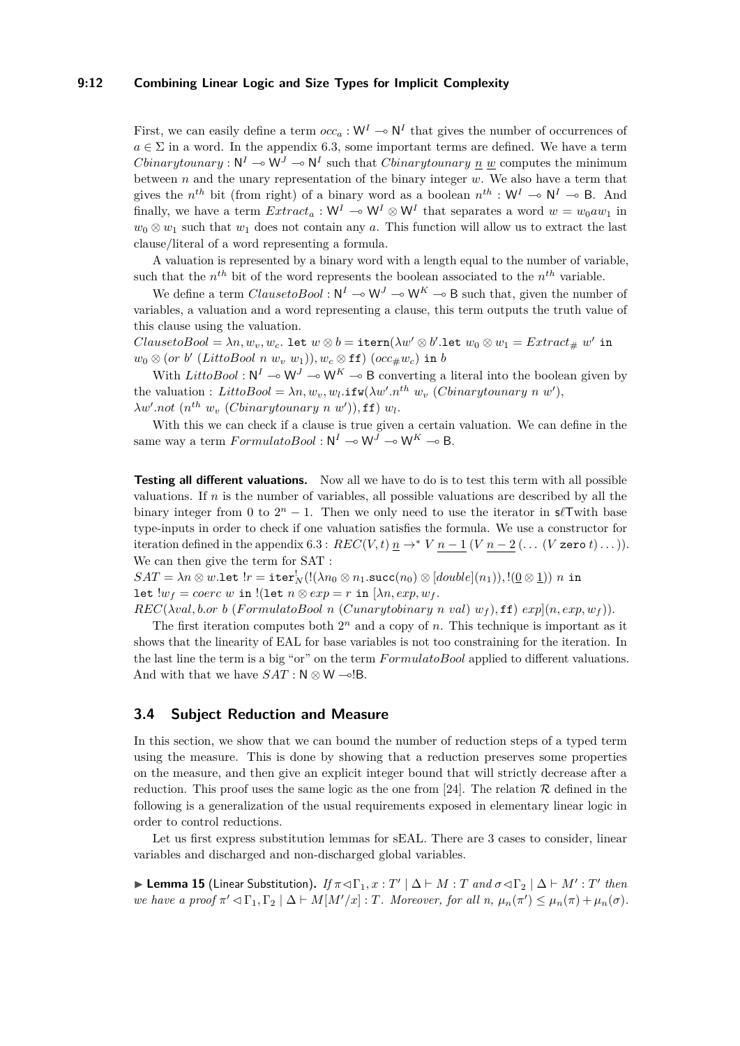First, we can easily define a term $occ_a : \mathsf{W}^I \multimap \mathsf{N}^I$ that gives the number of occurrences of $a \in \Sigma$ in a word. In the appendix 6.3, some important terms are defined. We have a term $Cbinarytounary : \mathsf{N}^I \multimap \mathsf{W}^J \multimap \mathsf{N}^I$ such that $Cbinarytounary\ \underline{n}\ \underline{w}$ computes the minimum between $n$ and the unary representation of the binary integer $w$. We also have a term that gives the $n^{th}$ bit (from right) of a binary word as a boolean $n^{th} : \mathsf{W}^I \multimap \mathsf{N}^I \multimap \mathsf{B}$. And finally, we have a term $Extract_a : \mathsf{W}^I \multimap \mathsf{W}^I \otimes \mathsf{W}^I$ that separates a word $w = w_0 a w_1$ in $w_0 \otimes w_1$ such that $w_1$ does not contain any $a$. This function will allow us to extract the last clause/literal of a word representing a formula.

A valuation is represented by a binary word with a length equal to the number of variable, such that the $n^{th}$ bit of the word represents the boolean associated to the $n^{th}$ variable.

We define a term $ClausetoBool : \mathsf{N}^I \multimap \mathsf{W}^J \multimap \mathsf{W}^K \multimap \mathsf{B}$ such that, given the number of variables, a valuation and a word representing a clause, this term outputs the truth value of this clause using the valuation.

$ClausetoBool = \lambda n, w_v, w_c.\ \mathtt{let}\ w \otimes b = \mathtt{itern}(\lambda w' \otimes b'.\mathtt{let}\ w_0 \otimes w_1 = Extract_{\#}\ w'\ \mathtt{in}$ $w_0 \otimes (or\ b'\ (LittoBool\ n\ w_v\ w_1)), w_c \otimes \mathtt{ff})\ (occ_{\#} w_c)\ \mathtt{in}\ b$

With $LittoBool : \mathsf{N}^I \multimap \mathsf{W}^J \multimap \mathsf{W}^K \multimap \mathsf{B}$ converting a literal into the boolean given by the valuation : $LittoBool = \lambda n, w_v, w_l.\mathtt{ifw}(\lambda w'.n^{th}\ w_v\ (Cbinarytounary\ n\ w'),$ $\lambda w'.not\ (n^{th}\ w_v\ (Cbinarytounary\ n\ w')), \mathtt{ff})\ w_l$.

With this we can check if a clause is true given a certain valuation. We can define in the same way a term $FormulatoBool : \mathsf{N}^I \multimap \mathsf{W}^J \multimap \mathsf{W}^K \multimap \mathsf{B}$.

**Testing all different valuations.** Now all we have to do is to test this term with all possible valuations. If $n$ is the number of variables, all possible valuations are described by all the binary integer from 0 to $2^n - 1$. Then we only need to use the iterator in s$\ell$Twith base type-inputs in order to check if one valuation satisfies the formula. We use a constructor for iteration defined in the appendix 6.3 : $REC(V, t)\ \underline{n} \to^* V\ \underline{n-1}\ (V\ \underline{n-2}\ (\dots\ (V\ \mathtt{zero}\ t)\dots))$. We can then give the term for SAT :

$SAT = \lambda n \otimes w.\mathtt{let}\ !r = \mathtt{iter}^!_N(!(\lambda n_0 \otimes n_1.\mathtt{succ}(n_0) \otimes [double](n_1)), !(\underline{0} \otimes \underline{1}))\ n\ \mathtt{in}$
$\mathtt{let}\ !w_f = coerc\ w\ \mathtt{in}\ !(\mathtt{let}\ n \otimes exp = r\ \mathtt{in}\ [\lambda n, exp, w_f.$
$REC(\lambda val, b.or\ b\ (FormulatoBool\ n\ (Cunarytobinary\ n\ val)\ w_f), \mathtt{ff})\ exp](n, exp, w_f))$.

The first iteration computes both $2^n$ and a copy of $n$. This technique is important as it shows that the linearity of EAL for base variables is not too constraining for the iteration. In the last line the term is a big "or" on the term $FormulatoBool$ applied to different valuations. And with that we have $SAT : \mathsf{N} \otimes \mathsf{W} \multimap !\mathsf{B}$.

## 3.4 Subject Reduction and Measure

In this section, we show that we can bound the number of reduction steps of a typed term using the measure. This is done by showing that a reduction preserves some properties on the measure, and then give an explicit integer bound that will strictly decrease after a reduction. This proof uses the same logic as the one from [24]. The relation $\mathcal{R}$ defined in the following is a generalization of the usual requirements exposed in elementary linear logic in order to control reductions.

Let us first express substitution lemmas for sEAL. There are 3 cases to consider, linear variables and discharged and non-discharged global variables.

▶ **Lemma 15** (Linear Substitution). *If $\pi \lhd \Gamma_1, x : T' \mid \Delta \vdash M : T$ and $\sigma \lhd \Gamma_2 \mid \Delta \vdash M' : T'$ then we have a proof $\pi' \lhd \Gamma_1, \Gamma_2 \mid \Delta \vdash M[M'/x] : T$. Moreover, for all $n$, $\mu_n(\pi') \leq \mu_n(\pi) + \mu_n(\sigma)$.*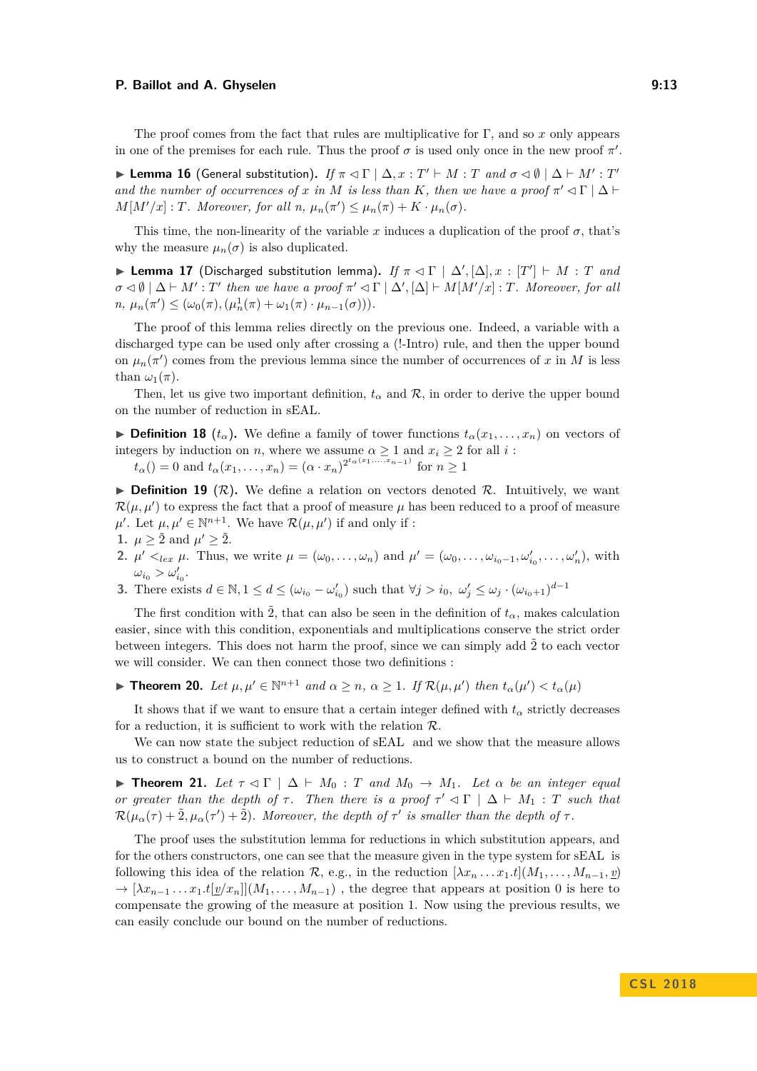The proof comes from the fact that rules are multiplicative for $\Gamma$, and so $x$ only appears in one of the premises for each rule. Thus the proof $\sigma$ is used only once in the new proof $\pi'$.

▶ **Lemma 16** (General substitution)**.** *If $\pi \lhd \Gamma \mid \Delta, x : T' \vdash M : T$ and $\sigma \lhd \emptyset \mid \Delta \vdash M' : T'$ and the number of occurrences of $x$ in $M$ is less than $K$, then we have a proof $\pi' \lhd \Gamma \mid \Delta \vdash M[M'/x] : T$. Moreover, for all $n$, $\mu_n(\pi') \leq \mu_n(\pi) + K \cdot \mu_n(\sigma)$.*

This time, the non-linearity of the variable $x$ induces a duplication of the proof $\sigma$, that's why the measure $\mu_n(\sigma)$ is also duplicated.

▶ **Lemma 17** (Discharged substitution lemma)**.** *If $\pi \lhd \Gamma \mid \Delta', [\Delta], x : [T'] \vdash M : T$ and $\sigma \lhd \emptyset \mid \Delta \vdash M' : T'$ then we have a proof $\pi' \lhd \Gamma \mid \Delta', [\Delta] \vdash M[M'/x] : T$. Moreover, for all $n$, $\mu_n(\pi') \leq (\omega_0(\pi), (\mu_n^1(\pi) + \omega_1(\pi) \cdot \mu_{n-1}(\sigma)))$.*

The proof of this lemma relies directly on the previous one. Indeed, a variable with a discharged type can be used only after crossing a (!-Intro) rule, and then the upper bound on $\mu_n(\pi')$ comes from the previous lemma since the number of occurrences of $x$ in $M$ is less than $\omega_1(\pi)$.

Then, let us give two important definition, $t_\alpha$ and $\mathcal{R}$, in order to derive the upper bound on the number of reduction in sEAL.

▶ **Definition 18** ($t_\alpha$)**.** We define a family of tower functions $t_\alpha(x_1, \dots, x_n)$ on vectors of integers by induction on $n$, where we assume $\alpha \geq 1$ and $x_i \geq 2$ for all $i$ :
$t_\alpha() = 0$ and $t_\alpha(x_1, \dots, x_n) = (\alpha \cdot x_n)^{2^{t_\alpha(x_1,\dots,x_{n-1})}}$ for $n \geq 1$

▶ **Definition 19** ($\mathcal{R}$)**.** We define a relation on vectors denoted $\mathcal{R}$. Intuitively, we want $\mathcal{R}(\mu, \mu')$ to express the fact that a proof of measure $\mu$ has been reduced to a proof of measure $\mu'$. Let $\mu, \mu' \in \mathbb{N}^{n+1}$. We have $\mathcal{R}(\mu, \mu')$ if and only if :

1. $\mu \geq \tilde{2}$ and $\mu' \geq \tilde{2}$.
2. $\mu' <_{lex} \mu$. Thus, we write $\mu = (\omega_0, \dots, \omega_n)$ and $\mu' = (\omega_0, \dots, \omega_{i_0-1}, \omega'_{i_0}, \dots, \omega'_n)$, with $\omega_{i_0} > \omega'_{i_0}$.
3. There exists $d \in \mathbb{N}, 1 \leq d \leq (\omega_{i_0} - \omega'_{i_0})$ such that $\forall j > i_0,\ \omega'_j \leq \omega_j \cdot (\omega_{i_0+1})^{d-1}$

The first condition with $\tilde{2}$, that can also be seen in the definition of $t_\alpha$, makes calculation easier, since with this condition, exponentials and multiplications conserve the strict order between integers. This does not harm the proof, since we can simply add $\tilde{2}$ to each vector we will consider. We can then connect those two definitions :

▶ **Theorem 20.** *Let $\mu, \mu' \in \mathbb{N}^{n+1}$ and $\alpha \geq n$, $\alpha \geq 1$. If $\mathcal{R}(\mu, \mu')$ then $t_\alpha(\mu') < t_\alpha(\mu)$*

It shows that if we want to ensure that a certain integer defined with $t_\alpha$ strictly decreases for a reduction, it is sufficient to work with the relation $\mathcal{R}$.

We can now state the subject reduction of sEAL and we show that the measure allows us to construct a bound on the number of reductions.

▶ **Theorem 21.** *Let $\tau \lhd \Gamma \mid \Delta \vdash M_0 : T$ and $M_0 \to M_1$. Let $\alpha$ be an integer equal or greater than the depth of $\tau$. Then there is a proof $\tau' \lhd \Gamma \mid \Delta \vdash M_1 : T$ such that $\mathcal{R}(\mu_\alpha(\tau) + \tilde{2}, \mu_\alpha(\tau') + \tilde{2})$. Moreover, the depth of $\tau'$ is smaller than the depth of $\tau$.*

The proof uses the substitution lemma for reductions in which substitution appears, and for the others constructors, one can see that the measure given in the type system for sEAL is following this idea of the relation $\mathcal{R}$, e.g., in the reduction $[\lambda x_n \dots x_1.t](M_1, \dots, M_{n-1}, \underline{v})$ $\to [\lambda x_{n-1} \dots x_1.t[\underline{v}/x_n]](M_1, \dots, M_{n-1})$ , the degree that appears at position 0 is here to compensate the growing of the measure at position 1. Now using the previous results, we can easily conclude our bound on the number of reductions.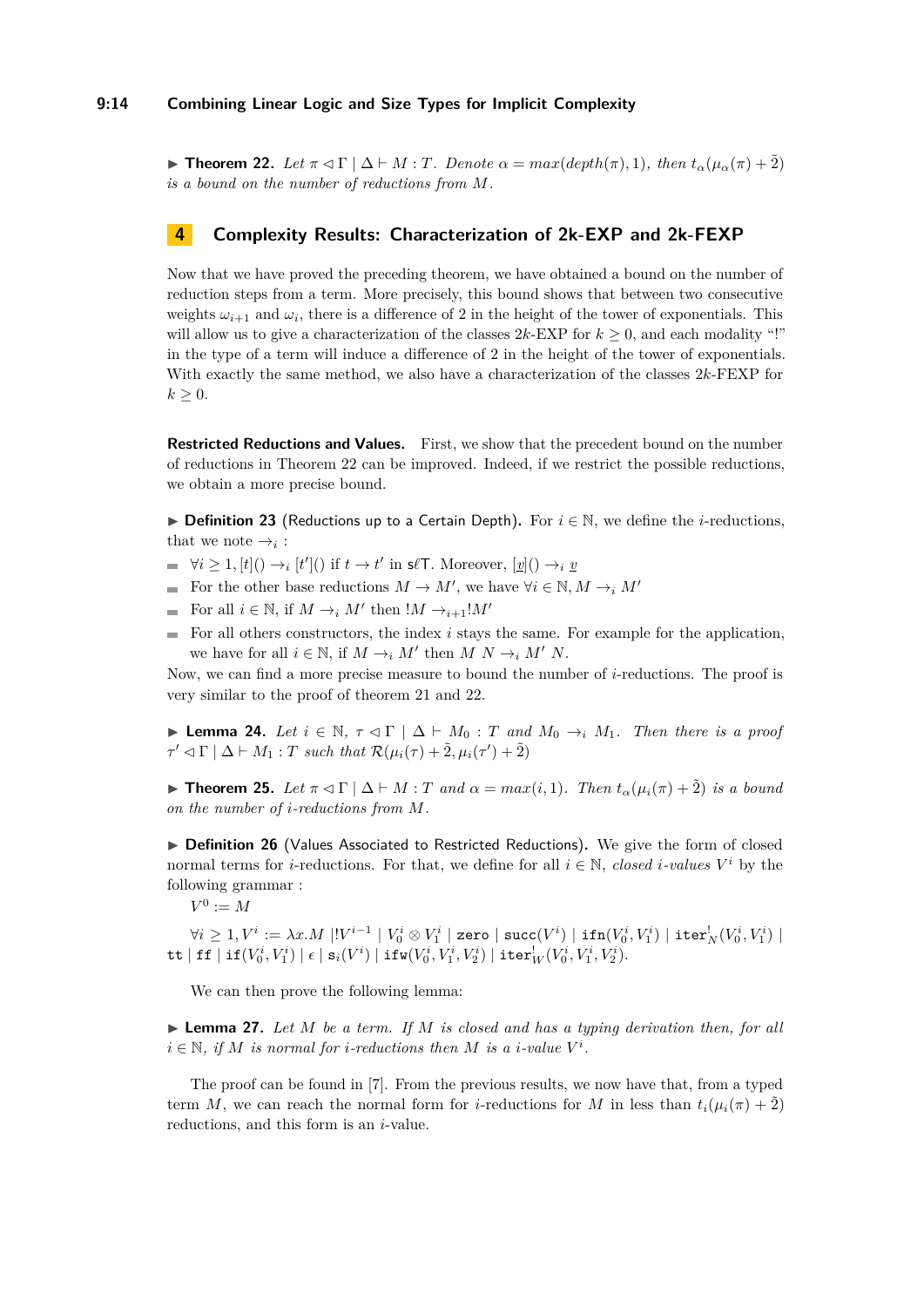▶ **Theorem 22.** *Let $\pi \lhd \Gamma \mid \Delta \vdash M : T$. Denote $\alpha = max(depth(\pi), 1)$, then $t_\alpha(\mu_\alpha(\pi) + \tilde{2})$ is a bound on the number of reductions from $M$.*

## 4 Complexity Results: Characterization of 2k-EXP and 2k-FEXP

Now that we have proved the preceding theorem, we have obtained a bound on the number of reduction steps from a term. More precisely, this bound shows that between two consecutive weights $\omega_{i+1}$ and $\omega_i$, there is a difference of 2 in the height of the tower of exponentials. This will allow us to give a characterization of the classes $2k$-EXP for $k \geq 0$, and each modality "!" in the type of a term will induce a difference of 2 in the height of the tower of exponentials. With exactly the same method, we also have a characterization of the classes $2k$-FEXP for $k \geq 0$.

**Restricted Reductions and Values.** First, we show that the precedent bound on the number of reductions in Theorem 22 can be improved. Indeed, if we restrict the possible reductions, we obtain a more precise bound.

▶ **Definition 23** (Reductions up to a Certain Depth). For $i \in \mathbb{N}$, we define the $i$-reductions, that we note $\rightarrow_i$ :

- $\forall i \geq 1, [t]() \rightarrow_i [t']()$ if $t \rightarrow t'$ in $\mathsf{s}\ell\mathsf{T}$. Moreover, $[\underline{v}]() \rightarrow_i \underline{v}$
- For the other base reductions $M \rightarrow M'$, we have $\forall i \in \mathbb{N}, M \rightarrow_i M'$
- For all $i \in \mathbb{N}$, if $M \rightarrow_i M'$ then $!M \rightarrow_{i+1} !M'$
- For all others constructors, the index $i$ stays the same. For example for the application, we have for all $i \in \mathbb{N}$, if $M \rightarrow_i M'$ then $M\ N \rightarrow_i M'\ N$.

Now, we can find a more precise measure to bound the number of $i$-reductions. The proof is very similar to the proof of theorem 21 and 22.

▶ **Lemma 24.** *Let $i \in \mathbb{N}$, $\tau \lhd \Gamma \mid \Delta \vdash M_0 : T$ and $M_0 \rightarrow_i M_1$. Then there is a proof $\tau' \lhd \Gamma \mid \Delta \vdash M_1 : T$ such that $\mathcal{R}(\mu_i(\tau) + \tilde{2}, \mu_i(\tau') + \tilde{2})$*

▶ **Theorem 25.** *Let $\pi \lhd \Gamma \mid \Delta \vdash M : T$ and $\alpha = max(i, 1)$. Then $t_\alpha(\mu_i(\pi) + \tilde{2})$ is a bound on the number of $i$-reductions from $M$.*

▶ **Definition 26** (Values Associated to Restricted Reductions). We give the form of closed normal terms for $i$-reductions. For that, we define for all $i \in \mathbb{N}$, *closed $i$-values* $V^i$ by the following grammar :

$V^0 := M$

$\forall i \geq 1, V^i := \lambda x.M \mid !V^{i-1} \mid V_0^i \otimes V_1^i \mid \mathtt{zero} \mid \mathtt{succ}(V^i) \mid \mathtt{ifn}(V_0^i, V_1^i) \mid \mathtt{iter}^!_N(V_0^i, V_1^i) \mid \mathtt{tt} \mid \mathtt{ff} \mid \mathtt{if}(V_0^i, V_1^i) \mid \epsilon \mid \mathtt{s}_i(V^i) \mid \mathtt{ifw}(V_0^i, V_1^i, V_2^i) \mid \mathtt{iter}^!_W(V_0^i, V_1^i, V_2^i)$.

We can then prove the following lemma:

▶ **Lemma 27.** *Let $M$ be a term. If $M$ is closed and has a typing derivation then, for all $i \in \mathbb{N}$, if $M$ is normal for $i$-reductions then $M$ is a $i$-value $V^i$.*

The proof can be found in [7]. From the previous results, we now have that, from a typed term $M$, we can reach the normal form for $i$-reductions for $M$ in less than $t_i(\mu_i(\pi) + \tilde{2})$ reductions, and this form is an $i$-value.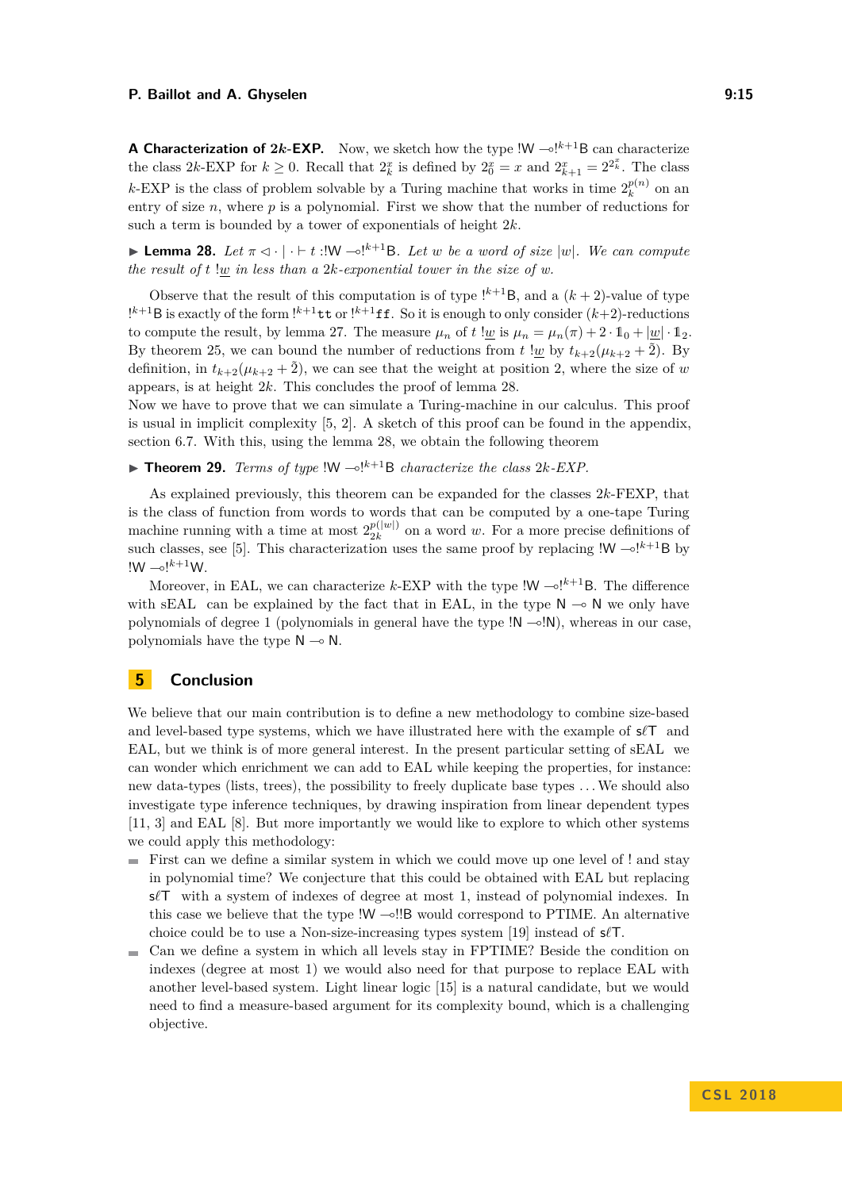**A Characterization of $2k$-EXP.** Now, we sketch how the type $!\mathsf{W} \multimap !^{k+1}\mathsf{B}$ can characterize the class $2k$-EXP for $k \geq 0$. Recall that $2^x_k$ is defined by $2^x_0 = x$ and $2^x_{k+1} = 2^{2^x_k}$. The class $k$-EXP is the class of problem solvable by a Turing machine that works in time $2^{p(n)}_k$ on an entry of size $n$, where $p$ is a polynomial. First we show that the number of reductions for such a term is bounded by a tower of exponentials of height $2k$.

▶ **Lemma 28.** *Let $\pi \lhd \cdot \mid \cdot \vdash t :!\mathsf{W} \multimap !^{k+1}\mathsf{B}$. Let $w$ be a word of size $|w|$. We can compute the result of $t$ $!\underline{w}$ in less than a $2k$-exponential tower in the size of $w$.*

Observe that the result of this computation is of type $!^{k+1}\mathsf{B}$, and a $(k+2)$-value of type $!^{k+1}\mathsf{B}$ is exactly of the form $!^{k+1}\mathtt{tt}$ or $!^{k+1}\mathtt{ff}$. So it is enough to only consider $(k+2)$-reductions to compute the result, by lemma 27. The measure $\mu_n$ of $t$ $!\underline{w}$ is $\mu_n = \mu_n(\pi) + 2 \cdot \mathbb{1}_0 + |\underline{w}| \cdot \mathbb{1}_2$. By theorem 25, we can bound the number of reductions from $t$ $!\underline{w}$ by $t_{k+2}(\mu_{k+2} + \tilde{2})$. By definition, in $t_{k+2}(\mu_{k+2} + \tilde{2})$, we can see that the weight at position 2, where the size of $w$ appears, is at height $2k$. This concludes the proof of lemma 28.
Now we have to prove that we can simulate a Turing-machine in our calculus. This proof is usual in implicit complexity [5, 2]. A sketch of this proof can be found in the appendix, section 6.7. With this, using the lemma 28, we obtain the following theorem

▶ **Theorem 29.** *Terms of type $!\mathsf{W} \multimap !^{k+1}\mathsf{B}$ characterize the class $2k$-EXP.*

As explained previously, this theorem can be expanded for the classes $2k$-FEXP, that is the class of function from words to words that can be computed by a one-tape Turing machine running with a time at most $2^{p(|w|)}_{2k}$ on a word $w$. For a more precise definitions of such classes, see [5]. This characterization uses the same proof by replacing $!\mathsf{W} \multimap !^{k+1}\mathsf{B}$ by $!\mathsf{W} \multimap !^{k+1}\mathsf{W}$.

Moreover, in EAL, we can characterize $k$-EXP with the type $!\mathsf{W} \multimap !^{k+1}\mathsf{B}$. The difference with sEAL can be explained by the fact that in EAL, in the type $\mathsf{N} \multimap \mathsf{N}$ we only have polynomials of degree 1 (polynomials in general have the type $!\mathsf{N} \multimap !\mathsf{N}$), whereas in our case, polynomials have the type $\mathsf{N} \multimap \mathsf{N}$.

## 5 Conclusion

We believe that our main contribution is to define a new methodology to combine size-based and level-based type systems, which we have illustrated here with the example of $\mathsf{s}\ell\mathsf{T}$ and EAL, but we think is of more general interest. In the present particular setting of sEAL we can wonder which enrichment we can add to EAL while keeping the properties, for instance: new data-types (lists, trees), the possibility to freely duplicate base types ... We should also investigate type inference techniques, by drawing inspiration from linear dependent types [11, 3] and EAL [8]. But more importantly we would like to explore to which other systems we could apply this methodology:

- First can we define a similar system in which we could move up one level of ! and stay in polynomial time? We conjecture that this could be obtained with EAL but replacing $\mathsf{s}\ell\mathsf{T}$ with a system of indexes of degree at most 1, instead of polynomial indexes. In this case we believe that the type $!\mathsf{W} \multimap !!\mathsf{B}$ would correspond to PTIME. An alternative choice could be to use a Non-size-increasing types system [19] instead of $\mathsf{s}\ell\mathsf{T}$.
- Can we define a system in which all levels stay in FPTIME? Beside the condition on indexes (degree at most 1) we would also need for that purpose to replace EAL with another level-based system. Light linear logic [15] is a natural candidate, but we would need to find a measure-based argument for its complexity bound, which is a challenging objective.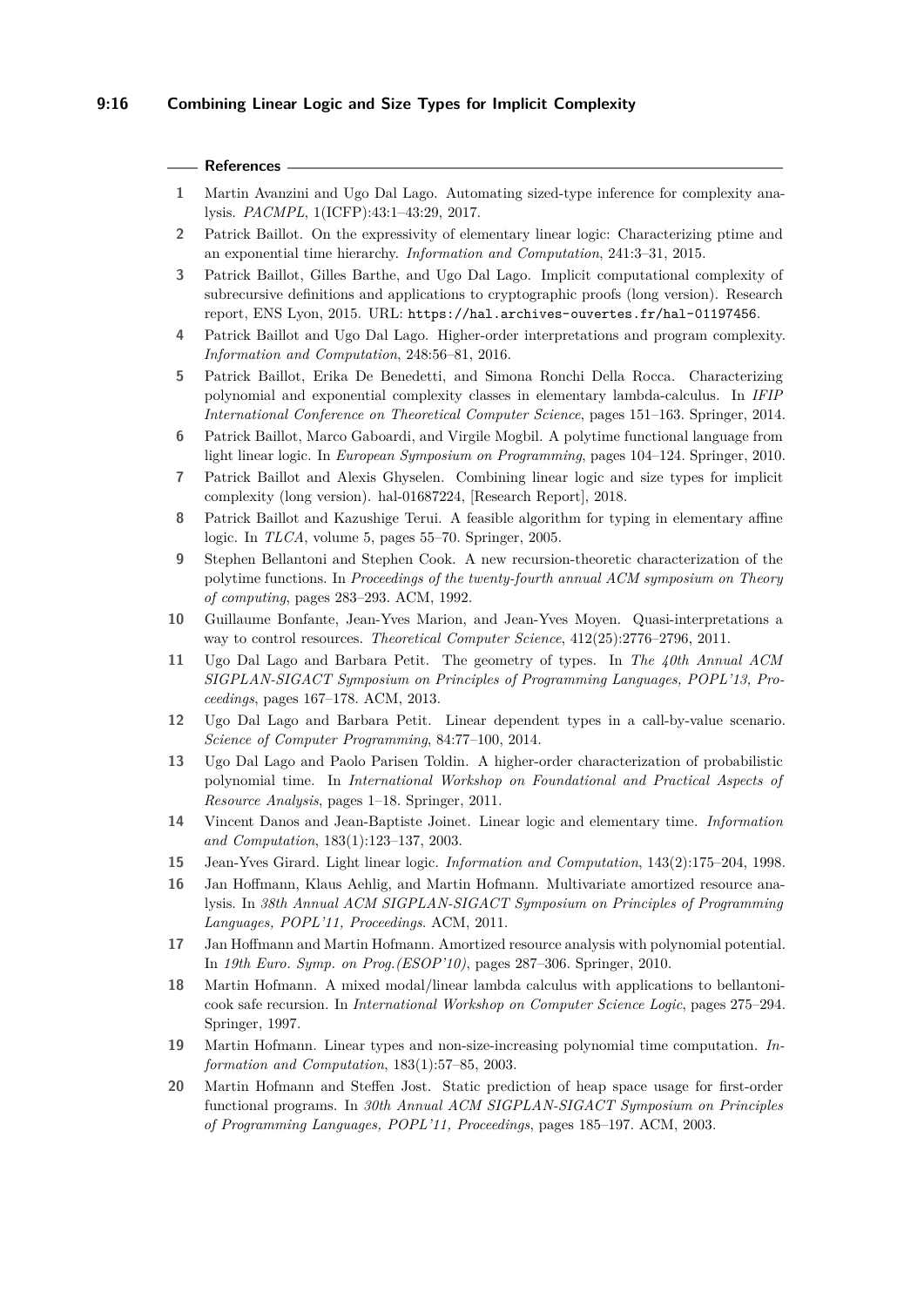## References

1. Martin Avanzini and Ugo Dal Lago. Automating sized-type inference for complexity analysis. *PACMPL*, 1(ICFP):43:1–43:29, 2017.
2. Patrick Baillot. On the expressivity of elementary linear logic: Characterizing ptime and an exponential time hierarchy. *Information and Computation*, 241:3–31, 2015.
3. Patrick Baillot, Gilles Barthe, and Ugo Dal Lago. Implicit computational complexity of subrecursive definitions and applications to cryptographic proofs (long version). Research report, ENS Lyon, 2015. URL: `https://hal.archives-ouvertes.fr/hal-01197456`.
4. Patrick Baillot and Ugo Dal Lago. Higher-order interpretations and program complexity. *Information and Computation*, 248:56–81, 2016.
5. Patrick Baillot, Erika De Benedetti, and Simona Ronchi Della Rocca. Characterizing polynomial and exponential complexity classes in elementary lambda-calculus. In *IFIP International Conference on Theoretical Computer Science*, pages 151–163. Springer, 2014.
6. Patrick Baillot, Marco Gaboardi, and Virgile Mogbil. A polytime functional language from light linear logic. In *European Symposium on Programming*, pages 104–124. Springer, 2010.
7. Patrick Baillot and Alexis Ghyselen. Combining linear logic and size types for implicit complexity (long version). hal-01687224, [Research Report], 2018.
8. Patrick Baillot and Kazushige Terui. A feasible algorithm for typing in elementary affine logic. In *TLCA*, volume 5, pages 55–70. Springer, 2005.
9. Stephen Bellantoni and Stephen Cook. A new recursion-theoretic characterization of the polytime functions. In *Proceedings of the twenty-fourth annual ACM symposium on Theory of computing*, pages 283–293. ACM, 1992.
10. Guillaume Bonfante, Jean-Yves Marion, and Jean-Yves Moyen. Quasi-interpretations a way to control resources. *Theoretical Computer Science*, 412(25):2776–2796, 2011.
11. Ugo Dal Lago and Barbara Petit. The geometry of types. In *The 40th Annual ACM SIGPLAN-SIGACT Symposium on Principles of Programming Languages, POPL'13, Proceedings*, pages 167–178. ACM, 2013.
12. Ugo Dal Lago and Barbara Petit. Linear dependent types in a call-by-value scenario. *Science of Computer Programming*, 84:77–100, 2014.
13. Ugo Dal Lago and Paolo Parisen Toldin. A higher-order characterization of probabilistic polynomial time. In *International Workshop on Foundational and Practical Aspects of Resource Analysis*, pages 1–18. Springer, 2011.
14. Vincent Danos and Jean-Baptiste Joinet. Linear logic and elementary time. *Information and Computation*, 183(1):123–137, 2003.
15. Jean-Yves Girard. Light linear logic. *Information and Computation*, 143(2):175–204, 1998.
16. Jan Hoffmann, Klaus Aehlig, and Martin Hofmann. Multivariate amortized resource analysis. In *38th Annual ACM SIGPLAN-SIGACT Symposium on Principles of Programming Languages, POPL'11, Proceedings*. ACM, 2011.
17. Jan Hoffmann and Martin Hofmann. Amortized resource analysis with polynomial potential. In *19th Euro. Symp. on Prog.(ESOP'10)*, pages 287–306. Springer, 2010.
18. Martin Hofmann. A mixed modal/linear lambda calculus with applications to bellantoni-cook safe recursion. In *International Workshop on Computer Science Logic*, pages 275–294. Springer, 1997.
19. Martin Hofmann. Linear types and non-size-increasing polynomial time computation. *Information and Computation*, 183(1):57–85, 2003.
20. Martin Hofmann and Steffen Jost. Static prediction of heap space usage for first-order functional programs. In *30th Annual ACM SIGPLAN-SIGACT Symposium on Principles of Programming Languages, POPL'11, Proceedings*, pages 185–197. ACM, 2003.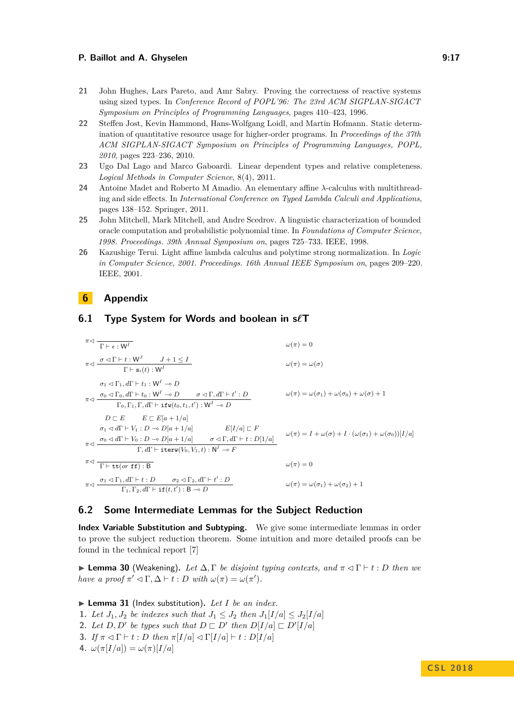21 John Hughes, Lars Pareto, and Amr Sabry. Proving the correctness of reactive systems using sized types. In *Conference Record of POPL'96: The 23rd ACM SIGPLAN-SIGACT Symposium on Principles of Programming Languages*, pages 410–423, 1996.

22 Steffen Jost, Kevin Hammond, Hans-Wolfgang Loidl, and Martin Hofmann. Static determination of quantitative resource usage for higher-order programs. In *Proceedings of the 37th ACM SIGPLAN-SIGACT Symposium on Principles of Programming Languages, POPL, 2010*, pages 223–236, 2010.

23 Ugo Dal Lago and Marco Gaboardi. Linear dependent types and relative completeness. *Logical Methods in Computer Science*, 8(4), 2011.

24 Antoine Madet and Roberto M Amadio. An elementary affine λ-calculus with multithreading and side effects. In *International Conference on Typed Lambda Calculi and Applications*, pages 138–152. Springer, 2011.

25 John Mitchell, Mark Mitchell, and Andre Scedrov. A linguistic characterization of bounded oracle computation and probabilistic polynomial time. In *Foundations of Computer Science, 1998. Proceedings. 39th Annual Symposium on*, pages 725–733. IEEE, 1998.

26 Kazushige Terui. Light affine lambda calculus and polytime strong normalization. In *Logic in Computer Science, 2001. Proceedings. 16th Annual IEEE Symposium on*, pages 209–220. IEEE, 2001.

# 6 Appendix

## 6.1 Type System for Words and boolean in $s\ell T$

$$\pi \lhd \frac{}{\Gamma \vdash \epsilon : \mathsf{W}^I} \qquad \omega(\pi) = 0$$

$$\pi \lhd \frac{\sigma \lhd \Gamma \vdash t : \mathsf{W}^J \qquad J + 1 \leq I}{\Gamma \vdash \mathtt{s}_i(t) : \mathsf{W}^I} \qquad \omega(\pi) = \omega(\sigma)$$

$$\pi \lhd \frac{\begin{array}{c}\sigma_1 \lhd \Gamma_1, d\Gamma \vdash t_1 : \mathsf{W}^I \multimap D \\ \sigma_0 \lhd \Gamma_0, d\Gamma \vdash t_0 : \mathsf{W}^I \multimap D \qquad \sigma \lhd \Gamma, d\Gamma \vdash t' : D\end{array}}{\Gamma_0, \Gamma_1, \Gamma, d\Gamma \vdash \mathtt{ifw}(t_0, t_1, t') : \mathsf{W}^I \multimap D} \qquad \omega(\pi) = \omega(\sigma_1) + \omega(\sigma_0) + \omega(\sigma) + 1$$

$$\pi \lhd \frac{\begin{array}{c} D \sqsubset E \qquad E \sqsubset E[a+1/a] \\ \sigma_1 \lhd d\Gamma \vdash V_1 : D \multimap D[a+1/a] \qquad E[I/a] \sqsubset F \\ \sigma_0 \lhd d\Gamma \vdash V_0 : D \multimap D[a+1/a] \qquad \sigma \lhd \Gamma, d\Gamma \vdash t : D[1/a]\end{array}}{\Gamma, d\Gamma \vdash \mathtt{iterw}(V_0, V_1, t) : \mathsf{N}^I \multimap F} \qquad \omega(\pi) = I + \omega(\sigma) + I \cdot (\omega(\sigma_1) + \omega(\sigma_0))[I/a]$$

$$\pi \lhd \frac{}{\Gamma \vdash \mathtt{tt} (or\ \mathtt{ff}) : \mathsf{B}} \qquad \omega(\pi) = 0$$

$$\pi \lhd \frac{\sigma_1 \lhd \Gamma_1, d\Gamma \vdash t : D \qquad \sigma_2 \lhd \Gamma_2, d\Gamma \vdash t' : D}{\Gamma_1, \Gamma_2, d\Gamma \vdash \mathtt{if}(t, t') : \mathsf{B} \multimap D} \qquad \omega(\pi) = \omega(\sigma_1) + \omega(\sigma_2) + 1$$

## 6.2 Some Intermediate Lemmas for the Subject Reduction

**Index Variable Substitution and Subtyping.** We give some intermediate lemmas in order to prove the subject reduction theorem. Some intuition and more detailed proofs can be found in the technical report [7]

▶ **Lemma 30** (Weakening). *Let $\Delta, \Gamma$ be disjoint typing contexts, and $\pi \lhd \Gamma \vdash t : D$ then we have a proof $\pi' \lhd \Gamma, \Delta \vdash t : D$ with $\omega(\pi) = \omega(\pi')$.*

▶ **Lemma 31** (Index substitution). *Let $I$ be an index.*

1. *Let $J_1, J_2$ be indexes such that $J_1 \leq J_2$ then $J_1[I/a] \leq J_2[I/a]$*
2. *Let $D, D'$ be types such that $D \sqsubset D'$ then $D[I/a] \sqsubset D'[I/a]$*
3. *If $\pi \lhd \Gamma \vdash t : D$ then $\pi[I/a] \lhd \Gamma[I/a] \vdash t : D[I/a]$*
4. *$\omega(\pi[I/a]) = \omega(\pi)[I/a]$*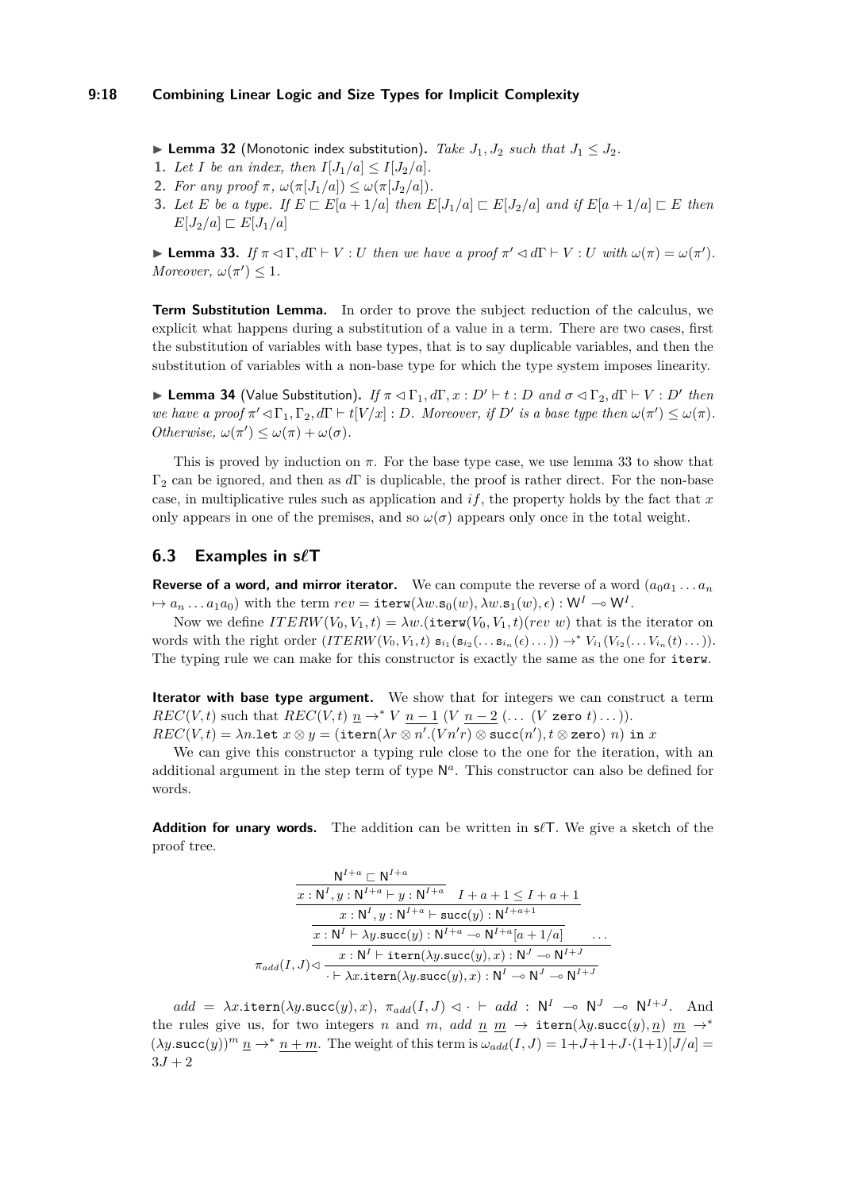▶ **Lemma 32** (Monotonic index substitution)**.** *Take $J_1, J_2$ such that $J_1 \leq J_2$.*

1. *Let $I$ be an index, then $I[J_1/a] \leq I[J_2/a]$.*
2. *For any proof $\pi$, $\omega(\pi[J_1/a]) \leq \omega(\pi[J_2/a])$.*
3. *Let $E$ be a type. If $E \sqsubset E[a+1/a]$ then $E[J_1/a] \sqsubset E[J_2/a]$ and if $E[a+1/a] \sqsubset E$ then $E[J_2/a] \sqsubset E[J_1/a]$*

▶ **Lemma 33.** *If $\pi \lhd \Gamma, d\Gamma \vdash V : U$ then we have a proof $\pi' \lhd d\Gamma \vdash V : U$ with $\omega(\pi) = \omega(\pi')$. Moreover, $\omega(\pi') \leq 1$.*

**Term Substitution Lemma.** In order to prove the subject reduction of the calculus, we explicit what happens during a substitution of a value in a term. There are two cases, first the substitution of variables with base types, that is to say duplicable variables, and then the substitution of variables with a non-base type for which the type system imposes linearity.

▶ **Lemma 34** (Value Substitution)**.** *If $\pi \lhd \Gamma_1, d\Gamma, x : D' \vdash t : D$ and $\sigma \lhd \Gamma_2, d\Gamma \vdash V : D'$ then we have a proof $\pi' \lhd \Gamma_1, \Gamma_2, d\Gamma \vdash t[V/x] : D$. Moreover, if $D'$ is a base type then $\omega(\pi') \leq \omega(\pi)$. Otherwise, $\omega(\pi') \leq \omega(\pi) + \omega(\sigma)$.*

This is proved by induction on $\pi$. For the base type case, we use lemma 33 to show that $\Gamma_2$ can be ignored, and then as $d\Gamma$ is duplicable, the proof is rather direct. For the non-base case, in multiplicative rules such as application and $if$, the property holds by the fact that $x$ only appears in one of the premises, and so $\omega(\sigma)$ appears only once in the total weight.

## 6.3 Examples in s$\ell$T

**Reverse of a word, and mirror iterator.** We can compute the reverse of a word ($a_0 a_1 \dots a_n \mapsto a_n \dots a_1 a_0$) with the term $rev = \texttt{iterw}(\lambda w.\texttt{s}_0(w), \lambda w.\texttt{s}_1(w), \epsilon) : \mathsf{W}^I \multimap \mathsf{W}^I$.

Now we define $ITERW(V_0, V_1, t) = \lambda w.(\texttt{iterw}(V_0, V_1, t)(rev\ w)$ that is the iterator on words with the right order ($ITERW(V_0, V_1, t)\ \texttt{s}_{i_1}(\texttt{s}_{i_2}(\dots \texttt{s}_{i_n}(\epsilon)\dots)) \to^* V_{i_1}(V_{i_2}(\dots V_{i_n}(t)\dots))$. The typing rule we can make for this constructor is exactly the same as the one for `iterw`.

**Iterator with base type argument.** We show that for integers we can construct a term $REC(V, t)$ such that $REC(V, t)\ \underline{n} \to^* V\ \underline{n-1}\ (V\ \underline{n-2}\ (\dots\ (V\ \texttt{zero}\ t)\dots))$.
$REC(V, t) = \lambda n.\texttt{let}\ x \otimes y = (\texttt{itern}(\lambda r \otimes n'.(V n' r) \otimes \texttt{succ}(n'), t \otimes \texttt{zero})\ n)\ \texttt{in}\ x$

We can give this constructor a typing rule close to the one for the iteration, with an additional argument in the step term of type $\mathsf{N}^a$. This constructor can also be defined for words.

**Addition for unary words.** The addition can be written in s$\ell$T. We give a sketch of the proof tree.

$$\pi_{add}(I,J) \lhd \dfrac{\dfrac{\dfrac{\dfrac{\dfrac{\mathsf{N}^{I+a} \sqsubset \mathsf{N}^{I+a}}{x : \mathsf{N}^I, y : \mathsf{N}^{I+a} \vdash y : \mathsf{N}^{I+a}} \quad I+a+1 \leq I+a+1}{x : \mathsf{N}^I, y : \mathsf{N}^{I+a} \vdash \texttt{succ}(y) : \mathsf{N}^{I+a+1}}}{x : \mathsf{N}^I \vdash \lambda y.\texttt{succ}(y) : \mathsf{N}^{I+a} \multimap \mathsf{N}^{I+a}[a+1/a]} \quad \dots}{x : \mathsf{N}^I \vdash \texttt{itern}(\lambda y.\texttt{succ}(y), x) : \mathsf{N}^J \multimap \mathsf{N}^{I+J}}}{\cdot \vdash \lambda x.\texttt{itern}(\lambda y.\texttt{succ}(y), x) : \mathsf{N}^I \multimap \mathsf{N}^J \multimap \mathsf{N}^{I+J}}$$

$add = \lambda x.\texttt{itern}(\lambda y.\texttt{succ}(y), x)$, $\pi_{add}(I, J) \lhd \cdot \vdash add : \mathsf{N}^I \multimap \mathsf{N}^J \multimap \mathsf{N}^{I+J}$. And the rules give us, for two integers $n$ and $m$, $add\ \underline{n}\ \underline{m} \to \texttt{itern}(\lambda y.\texttt{succ}(y), \underline{n})\ \underline{m} \to^* (\lambda y.\texttt{succ}(y))^m\ \underline{n} \to^* \underline{n+m}$. The weight of this term is $\omega_{add}(I, J) = 1 + J + 1 + J \cdot (1+1)[J/a] = 3J + 2$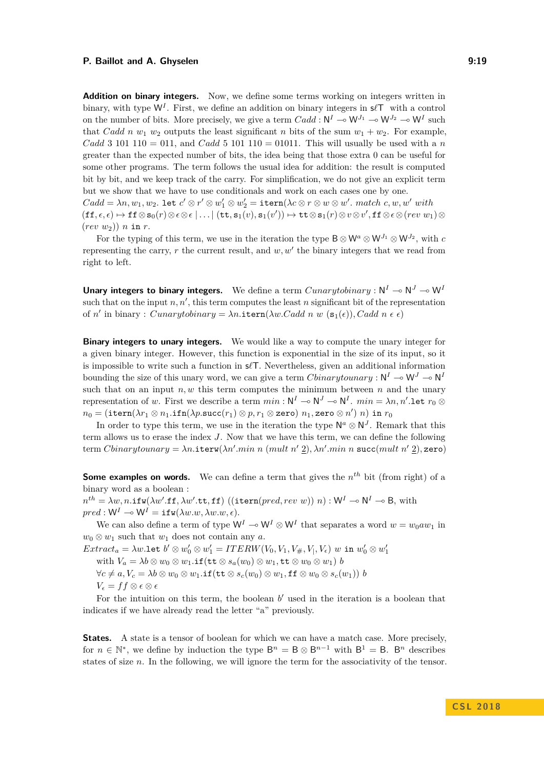**Addition on binary integers.** Now, we define some terms working on integers written in binary, with type $\mathsf{W}^I$. First, we define an addition on binary integers in $s\ell\mathsf{T}$ with a control on the number of bits. More precisely, we give a term $Cadd : \mathsf{N}^I \multimap \mathsf{W}^{J_1} \multimap \mathsf{W}^{J_2} \multimap \mathsf{W}^I$ such that $Cadd\ n\ w_1\ w_2$ outputs the least significant $n$ bits of the sum $w_1 + w_2$. For example, $Cadd\ 3\ 101\ 110 = 011$, and $Cadd\ 5\ 101\ 110 = 01011$. This will usually be used with a $n$ greater than the expected number of bits, the idea being that those extra 0 can be useful for some other programs. The term follows the usual idea for addition: the result is computed bit by bit, and we keep track of the carry. For simplification, we do not give an explicit term but we show that we have to use conditionals and work on each cases one by one.
$Cadd = \lambda n, w_1, w_2.\ \mathtt{let}\ c' \otimes r' \otimes w_1' \otimes w_2' = \mathtt{itern}(\lambda c \otimes r \otimes w \otimes w'.\ match\ c, w, w'\ with$ $(\mathtt{ff}, \epsilon, \epsilon) \mapsto \mathtt{ff} \otimes \mathtt{s}_0(r) \otimes \epsilon \otimes \epsilon \mid \ldots \mid (\mathtt{tt}, \mathtt{s}_1(v), \mathtt{s}_1(v')) \mapsto \mathtt{tt} \otimes \mathtt{s}_1(r) \otimes v \otimes v', \mathtt{ff} \otimes \epsilon \otimes (rev\ w_1) \otimes$ $(rev\ w_2))\ n\ \mathtt{in}\ r$.

For the typing of this term, we use in the iteration the type $\mathsf{B} \otimes \mathsf{W}^a \otimes \mathsf{W}^{J_1} \otimes \mathsf{W}^{J_2}$, with $c$ representing the carry, $r$ the current result, and $w, w'$ the binary integers that we read from right to left.

**Unary integers to binary integers.** We define a term $Cunarytobinary : \mathsf{N}^I \multimap \mathsf{N}^J \multimap \mathsf{W}^I$ such that on the input $n, n'$, this term computes the least $n$ significant bit of the representation of $n'$ in binary : $Cunarytobinary = \lambda n.\mathtt{itern}(\lambda w.Cadd\ n\ w\ (\mathtt{s}_1(\epsilon)), Cadd\ n\ \epsilon\ \epsilon)$

**Binary integers to unary integers.** We would like a way to compute the unary integer for a given binary integer. However, this function is exponential in the size of its input, so it is impossible to write such a function in $s\ell\mathsf{T}$. Nevertheless, given an additional information bounding the size of this unary word, we can give a term $Cbinarytounary : \mathsf{N}^I \multimap \mathsf{W}^J \multimap \mathsf{N}^I$ such that on an input $n, w$ this term computes the minimum between $n$ and the unary representation of $w$. First we describe a term $min : \mathsf{N}^I \multimap \mathsf{N}^J \multimap \mathsf{N}^I$. $min = \lambda n, n'.\mathtt{let}\ r_0 \otimes n_0 = (\mathtt{itern}(\lambda r_1 \otimes n_1.\mathtt{ifn}(\lambda p.\mathtt{succ}(r_1) \otimes p, r_1 \otimes \mathtt{zero})\ n_1, \mathtt{zero} \otimes n')\ n)\ \mathtt{in}\ r_0$

In order to type this term, we use in the iteration the type $\mathsf{N}^a \otimes \mathsf{N}^J$. Remark that this term allows us to erase the index $J$. Now that we have this term, we can define the following term $Cbinarytounary = \lambda n.\mathtt{iterw}(\lambda n'.min\ n\ (mult\ n'\ \underline{2}), \lambda n'.min\ n\ \mathtt{succ}(mult\ n'\ \underline{2}), \mathtt{zero})$

**Some examples on words.** We can define a term that gives the $n^{th}$ bit (from right) of a binary word as a boolean :
$n^{th} = \lambda w, n.\mathtt{ifw}(\lambda w'.\mathtt{ff}, \lambda w'.\mathtt{tt}, \mathtt{ff})\ ((\mathtt{itern}(pred, rev\ w))\ n) : \mathsf{W}^I \multimap \mathsf{N}^I \multimap \mathsf{B}$, with
$pred : \mathsf{W}^I \multimap \mathsf{W}^I = \mathtt{ifw}(\lambda w.w, \lambda w.w, \epsilon)$.

We can also define a term of type $\mathsf{W}^I \multimap \mathsf{W}^I \otimes \mathsf{W}^I$ that separates a word $w = w_0 a w_1$ in $w_0 \otimes w_1$ such that $w_1$ does not contain any $a$.
$Extract_a = \lambda w.\mathtt{let}\ b' \otimes w_0' \otimes w_1' = ITERW(V_0, V_1, V_\#, V_|, V_\epsilon)\ w\ \mathtt{in}\ w_0' \otimes w_1'$
  with $V_a = \lambda b \otimes w_0 \otimes w_1.\mathtt{if}(\mathtt{tt} \otimes s_a(w_0) \otimes w_1, \mathtt{tt} \otimes w_0 \otimes w_1)\ b$
  $\forall c \neq a, V_c = \lambda b \otimes w_0 \otimes w_1.\mathtt{if}(\mathtt{tt} \otimes s_c(w_0) \otimes w_1, \mathtt{ff} \otimes w_0 \otimes s_c(w_1))\ b$
  $V_\epsilon = ff \otimes \epsilon \otimes \epsilon$

For the intuition on this term, the boolean $b'$ used in the iteration is a boolean that indicates if we have already read the letter "a" previously.

**States.** A state is a tensor of boolean for which we can have a match case. More precisely, for $n \in \mathbb{N}^*$, we define by induction the type $\mathsf{B}^n = \mathsf{B} \otimes \mathsf{B}^{n-1}$ with $\mathsf{B}^1 = \mathsf{B}$. $\mathsf{B}^n$ describes states of size $n$. In the following, we will ignore the term for the associativity of the tensor.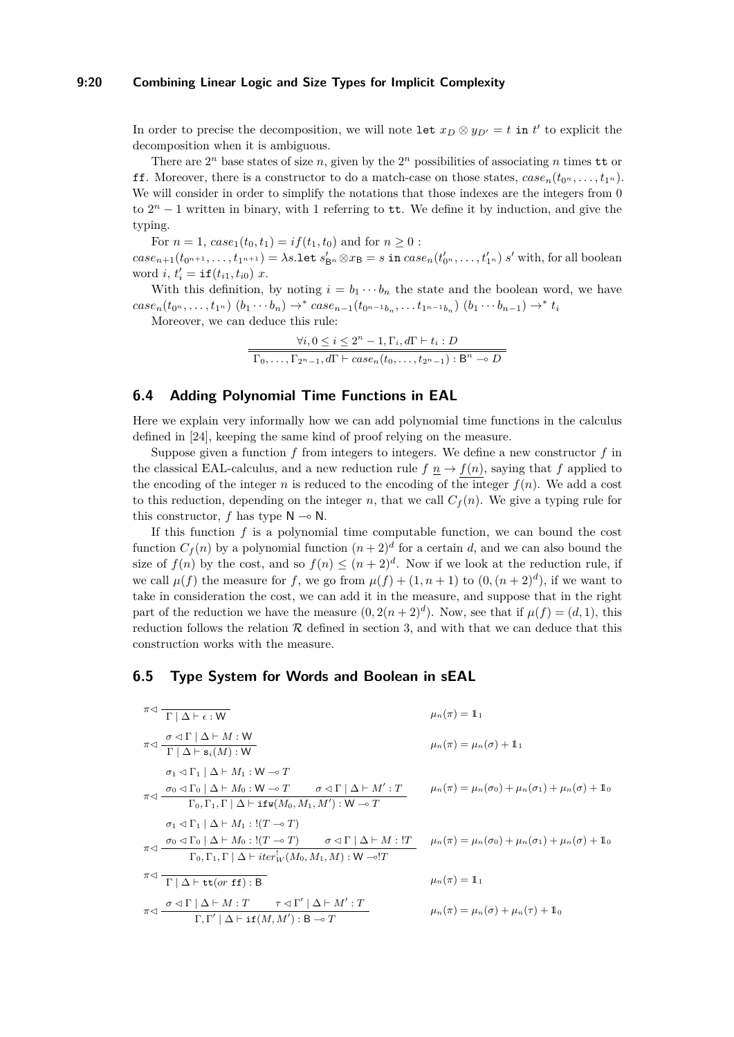In order to precise the decomposition, we will note $\texttt{let}\ x_D \otimes y_{D'} = t\ \texttt{in}\ t'$ to explicit the decomposition when it is ambiguous.

There are $2^n$ base states of size $n$, given by the $2^n$ possibilities of associating $n$ times $\texttt{tt}$ or $\texttt{ff}$. Moreover, there is a constructor to do a match-case on those states, $case_n(t_{0^n}, \ldots, t_{1^n})$. We will consider in order to simplify the notations that those indexes are the integers from 0 to $2^n - 1$ written in binary, with 1 referring to $\texttt{tt}$. We define it by induction, and give the typing.

For $n = 1$, $case_1(t_0, t_1) = if(t_1, t_0)$ and for $n \geq 0$ :

$case_{n+1}(t_{0^{n+1}}, \ldots, t_{1^{n+1}}) = \lambda s.\texttt{let}\ s'_{\mathsf{B}^n} \otimes x_{\mathsf{B}} = s\ \texttt{in}\ case_n(t'_{0^n}, \ldots, t'_{1^n})\ s'$ with, for all boolean word $i$, $t'_i = \texttt{if}(t_{i1}, t_{i0})\ x$.

With this definition, by noting $i = b_1 \cdots b_n$ the state and the boolean word, we have $case_n(t_{0^n}, \ldots, t_{1^n})\ (b_1 \cdots b_n) \to^* case_{n-1}(t_{0^{n-1}b_n}, \ldots t_{1^{n-1}b_n})\ (b_1 \cdots b_{n-1}) \to^* t_i$

Moreover, we can deduce this rule:

$$\frac{\forall i, 0 \leq i \leq 2^n - 1, \Gamma_i, d\Gamma \vdash t_i : D}{\Gamma_0, \ldots, \Gamma_{2^n-1}, d\Gamma \vdash case_n(t_0, \ldots, t_{2^n-1}) : \mathsf{B}^n \multimap D}$$

## 6.4 Adding Polynomial Time Functions in EAL

Here we explain very informally how we can add polynomial time functions in the calculus defined in [24], keeping the same kind of proof relying on the measure.

Suppose given a function $f$ from integers to integers. We define a new constructor $f$ in the classical EAL-calculus, and a new reduction rule $f\ \underline{n} \to \underline{f(n)}$, saying that $f$ applied to the encoding of the integer $n$ is reduced to the encoding of the integer $f(n)$. We add a cost to this reduction, depending on the integer $n$, that we call $C_f(n)$. We give a typing rule for this constructor, $f$ has type $\mathsf{N} \multimap \mathsf{N}$.

If this function $f$ is a polynomial time computable function, we can bound the cost function $C_f(n)$ by a polynomial function $(n+2)^d$ for a certain $d$, and we can also bound the size of $f(n)$ by the cost, and so $f(n) \leq (n+2)^d$. Now if we look at the reduction rule, if we call $\mu(f)$ the measure for $f$, we go from $\mu(f) + (1, n+1)$ to $(0, (n+2)^d)$, if we want to take in consideration the cost, we can add it in the measure, and suppose that in the right part of the reduction we have the measure $(0, 2(n+2)^d)$. Now, see that if $\mu(f) = (d, 1)$, this reduction follows the relation $\mathcal{R}$ defined in section 3, and with that we can deduce that this construction works with the measure.

## 6.5 Type System for Words and Boolean in sEAL

$$\pi \lhd \frac{}{\Gamma \mid \Delta \vdash \epsilon : \mathsf{W}} \qquad \mu_n(\pi) = \mathbb{1}_1$$

$$\pi \lhd \frac{\sigma \lhd \Gamma \mid \Delta \vdash M : \mathsf{W}}{\Gamma \mid \Delta \vdash \mathtt{s}_i(M) : \mathsf{W}} \qquad \mu_n(\pi) = \mu_n(\sigma) + \mathbb{1}_1$$

$$\pi \lhd \frac{\sigma_1 \lhd \Gamma_1 \mid \Delta \vdash M_1 : \mathsf{W} \multimap T \qquad \sigma_0 \lhd \Gamma_0 \mid \Delta \vdash M_0 : \mathsf{W} \multimap T \qquad \sigma \lhd \Gamma \mid \Delta \vdash M' : T}{\Gamma_0, \Gamma_1, \Gamma \mid \Delta \vdash \texttt{ifw}(M_0, M_1, M') : \mathsf{W} \multimap T} \qquad \mu_n(\pi) = \mu_n(\sigma_0) + \mu_n(\sigma_1) + \mu_n(\sigma) + \mathbb{1}_0$$

$$\pi \lhd \frac{\sigma_1 \lhd \Gamma_1 \mid \Delta \vdash M_1 : !(T \multimap T) \qquad \sigma_0 \lhd \Gamma_0 \mid \Delta \vdash M_0 : !(T \multimap T) \qquad \sigma \lhd \Gamma \mid \Delta \vdash M : !T}{\Gamma_0, \Gamma_1, \Gamma \mid \Delta \vdash iter^!_W(M_0, M_1, M) : \mathsf{W} \multimap !T} \qquad \mu_n(\pi) = \mu_n(\sigma_0) + \mu_n(\sigma_1) + \mu_n(\sigma) + \mathbb{1}_0$$

$$\pi \lhd \frac{}{\Gamma \mid \Delta \vdash \texttt{tt}(or\ \texttt{ff}) : \mathsf{B}} \qquad \mu_n(\pi) = \mathbb{1}_1$$

$$\pi \lhd \frac{\sigma \lhd \Gamma \mid \Delta \vdash M : T \qquad \tau \lhd \Gamma' \mid \Delta \vdash M' : T}{\Gamma, \Gamma' \mid \Delta \vdash \texttt{if}(M, M') : \mathsf{B} \multimap T} \qquad \mu_n(\pi) = \mu_n(\sigma) + \mu_n(\tau) + \mathbb{1}_0$$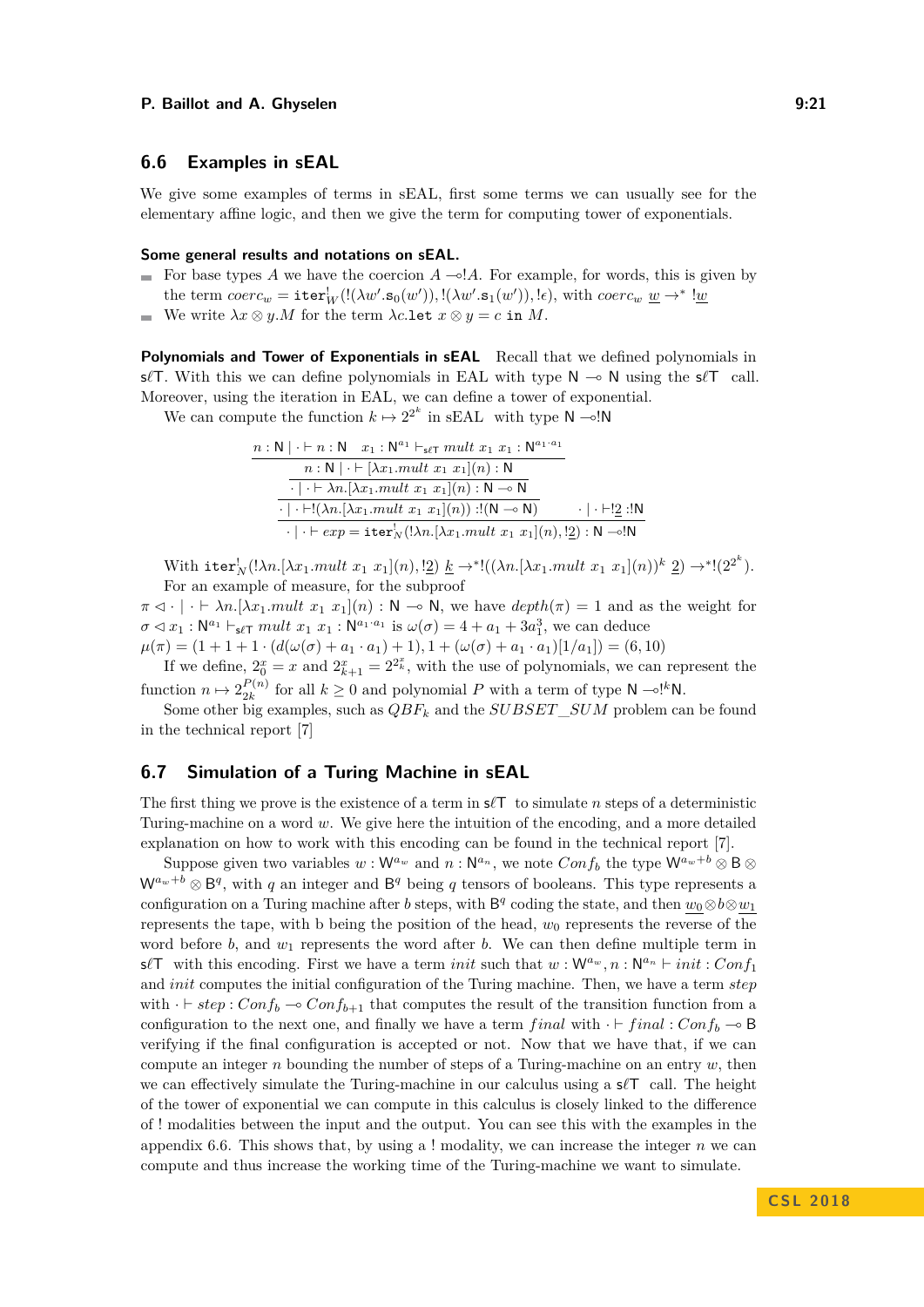## 6.6 Examples in sEAL

We give some examples of terms in sEAL, first some terms we can usually see for the elementary affine logic, and then we give the term for computing tower of exponentials.

### Some general results and notations on sEAL.

- For base types $A$ we have the coercion $A \multimap !A$. For example, for words, this is given by the term $coerc_w = \mathtt{iter}^!_W(!(\lambda w'.\mathtt{s}_0(w')), !(\lambda w'.\mathtt{s}_1(w')), !\epsilon)$, with $coerc_w\ \underline{w} \to^* \ !\underline{w}$
- We write $\lambda x \otimes y.M$ for the term $\lambda c.\mathtt{let}\ x \otimes y = c\ \mathtt{in}\ M$.

**Polynomials and Tower of Exponentials in sEAL** Recall that we defined polynomials in s$\ell$T. With this we can define polynomials in EAL with type $\mathsf{N} \multimap \mathsf{N}$ using the s$\ell$T call. Moreover, using the iteration in EAL, we can define a tower of exponential.

We can compute the function $k \mapsto 2^{2^k}$ in sEAL with type $\mathsf{N} \multimap !\mathsf{N}$

$$
\dfrac{\dfrac{\dfrac{\dfrac{n : \mathsf{N} \mid \cdot \vdash n : \mathsf{N} \quad x_1 : \mathsf{N}^{a_1} \vdash_{s\ell\mathsf{T}} mult\ x_1\ x_1 : \mathsf{N}^{a_1 \cdot a_1}}{n : \mathsf{N} \mid \cdot \vdash [\lambda x_1.mult\ x_1\ x_1](n) : \mathsf{N}}}{\cdot \mid \cdot \vdash \lambda n.[\lambda x_1.mult\ x_1\ x_1](n) : \mathsf{N} \multimap \mathsf{N}}}{\cdot \mid \cdot \vdash !(\lambda n.[\lambda x_1.mult\ x_1\ x_1](n)) : !(\mathsf{N} \multimap \mathsf{N})} \quad \cdot \mid \cdot \vdash !\underline{2} : !\mathsf{N}}{\cdot \mid \cdot \vdash exp = \mathtt{iter}^!_N(!\lambda n.[\lambda x_1.mult\ x_1\ x_1](n), !\underline{2}) : \mathsf{N} \multimap !\mathsf{N}}
$$

With $\mathtt{iter}^!_N(!\lambda n.[\lambda x_1.mult\ x_1\ x_1](n), !\underline{2})\ \underline{k} \to^* !((\lambda n.[\lambda x_1.mult\ x_1\ x_1](n))^k\ \underline{2}) \to^* !(\underline{2^{2^k}})$.

For an example of measure, for the subproof

$\pi \lhd \cdot \mid \cdot \vdash \lambda n.[\lambda x_1.mult\ x_1\ x_1](n) : \mathsf{N} \multimap \mathsf{N}$, we have $depth(\pi) = 1$ and as the weight for $\sigma \lhd x_1 : \mathsf{N}^{a_1} \vdash_{s\ell\mathsf{T}} mult\ x_1\ x_1 : \mathsf{N}^{a_1 \cdot a_1}$ is $\omega(\sigma) = 4 + a_1 + 3a_1^3$, we can deduce $\mu(\pi) = (1 + 1 + 1 \cdot (d(\omega(\sigma) + a_1 \cdot a_1) + 1), 1 + (\omega(\sigma) + a_1 \cdot a_1)[1/a_1]) = (6, 10)$

If we define, $2^x_0 = x$ and $2^x_{k+1} = 2^{2^x_k}$, with the use of polynomials, we can represent the function $n \mapsto 2^{P(n)}_{2k}$ for all $k \geq 0$ and polynomial $P$ with a term of type $\mathsf{N} \multimap !^k\mathsf{N}$.

Some other big examples, such as $QBF_k$ and the $SUBSET\_SUM$ problem can be found in the technical report [7]

## 6.7 Simulation of a Turing Machine in sEAL

The first thing we prove is the existence of a term in s$\ell$T to simulate $n$ steps of a deterministic Turing-machine on a word $w$. We give here the intuition of the encoding, and a more detailed explanation on how to work with this encoding can be found in the technical report [7].

Suppose given two variables $w : \mathsf{W}^{a_w}$ and $n : \mathsf{N}^{a_n}$, we note $Conf_b$ the type $\mathsf{W}^{a_w+b} \otimes \mathsf{B} \otimes \mathsf{W}^{a_w+b} \otimes \mathsf{B}^q$, with $q$ an integer and $\mathsf{B}^q$ being $q$ tensors of booleans. This type represents a configuration on a Turing machine after $b$ steps, with $\mathsf{B}^q$ coding the state, and then $\underline{w_0} \otimes b \otimes \underline{w_1}$ represents the tape, with b being the position of the head, $w_0$ represents the reverse of the word before $b$, and $w_1$ represents the word after $b$. We can then define multiple term in s$\ell$T with this encoding. First we have a term $init$ such that $w : \mathsf{W}^{a_w}, n : \mathsf{N}^{a_n} \vdash init : Conf_1$ and $init$ computes the initial configuration of the Turing machine. Then, we have a term $step$ with $\cdot \vdash step : Conf_b \multimap Conf_{b+1}$ that computes the result of the transition function from a configuration to the next one, and finally we have a term $final$ with $\cdot \vdash final : Conf_b \multimap \mathsf{B}$ verifying if the final configuration is accepted or not. Now that we have that, if we can compute an integer $n$ bounding the number of steps of a Turing-machine on an entry $w$, then we can effectively simulate the Turing-machine in our calculus using a s$\ell$T call. The height of the tower of exponential we can compute in this calculus is closely linked to the difference of ! modalities between the input and the output. You can see this with the examples in the appendix 6.6. This shows that, by using a ! modality, we can increase the integer $n$ we can compute and thus increase the working time of the Turing-machine we want to simulate.